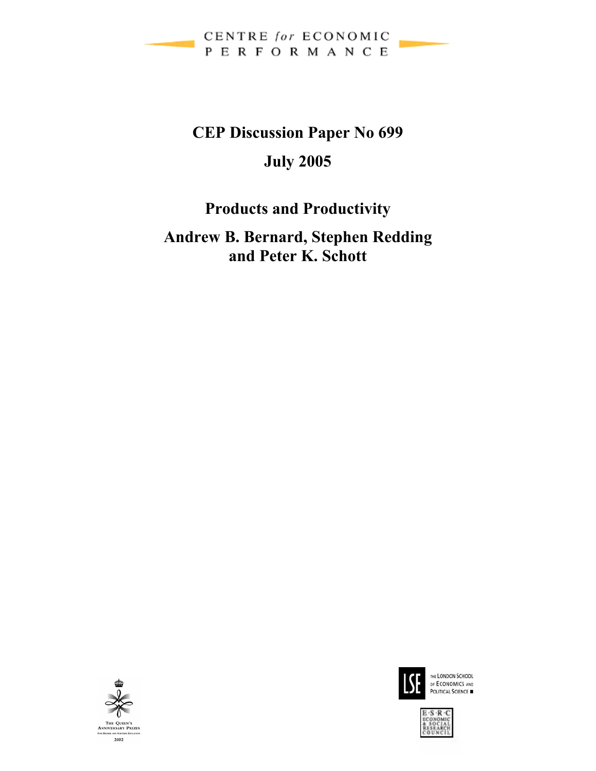CENTRE *for* ECONOMIC PERFORMANCE

**CEP Discussion Paper No 699**

**July 2005**

# Products and Productivity

**Andrew B. Bernard, Stephen Redding and Peter K. Schott**

THE QUEEN'S ANNIVERSARY PRIZES FOR HIGHER AND FURTHER EDUCATION 2002

LSE THE LONDON SCHOOL OF ECONOMICS AND POLITICAL SCIENCE

E·S·R·C ECONOMIC & SOCIAL RESEARCH COUNCIL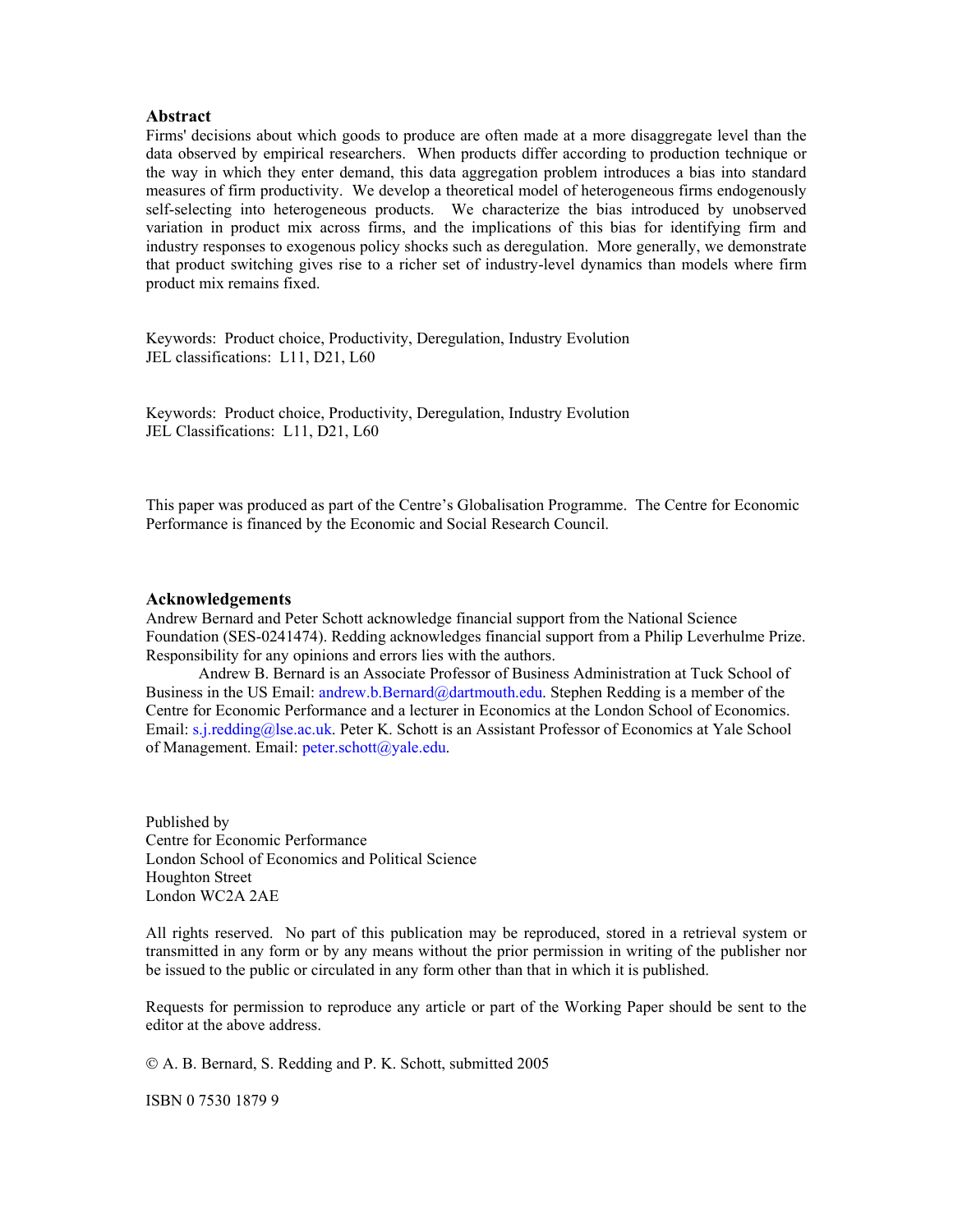## Abstract

Firms' decisions about which goods to produce are often made at a more disaggregate level than the data observed by empirical researchers. When products differ according to production technique or the way in which they enter demand, this data aggregation problem introduces a bias into standard measures of firm productivity. We develop a theoretical model of heterogeneous firms endogenously self-selecting into heterogeneous products. We characterize the bias introduced by unobserved variation in product mix across firms, and the implications of this bias for identifying firm and industry responses to exogenous policy shocks such as deregulation. More generally, we demonstrate that product switching gives rise to a richer set of industry-level dynamics than models where firm product mix remains fixed.

Keywords: Product choice, Productivity, Deregulation, Industry Evolution
JEL classifications: L11, D21, L60

Keywords: Product choice, Productivity, Deregulation, Industry Evolution
JEL Classifications: L11, D21, L60

This paper was produced as part of the Centre's Globalisation Programme. The Centre for Economic Performance is financed by the Economic and Social Research Council.

## Acknowledgements

Andrew Bernard and Peter Schott acknowledge financial support from the National Science Foundation (SES-0241474). Redding acknowledges financial support from a Philip Leverhulme Prize. Responsibility for any opinions and errors lies with the authors.

Andrew B. Bernard is an Associate Professor of Business Administration at Tuck School of Business in the US Email: andrew.b.Bernard@dartmouth.edu. Stephen Redding is a member of the Centre for Economic Performance and a lecturer in Economics at the London School of Economics. Email: s.j.redding@lse.ac.uk. Peter K. Schott is an Assistant Professor of Economics at Yale School of Management. Email: peter.schott@yale.edu.

Published by
Centre for Economic Performance
London School of Economics and Political Science
Houghton Street
London WC2A 2AE

All rights reserved. No part of this publication may be reproduced, stored in a retrieval system or transmitted in any form or by any means without the prior permission in writing of the publisher nor be issued to the public or circulated in any form other than that in which it is published.

Requests for permission to reproduce any article or part of the Working Paper should be sent to the editor at the above address.

© A. B. Bernard, S. Redding and P. K. Schott, submitted 2005

ISBN 0 7530 1879 9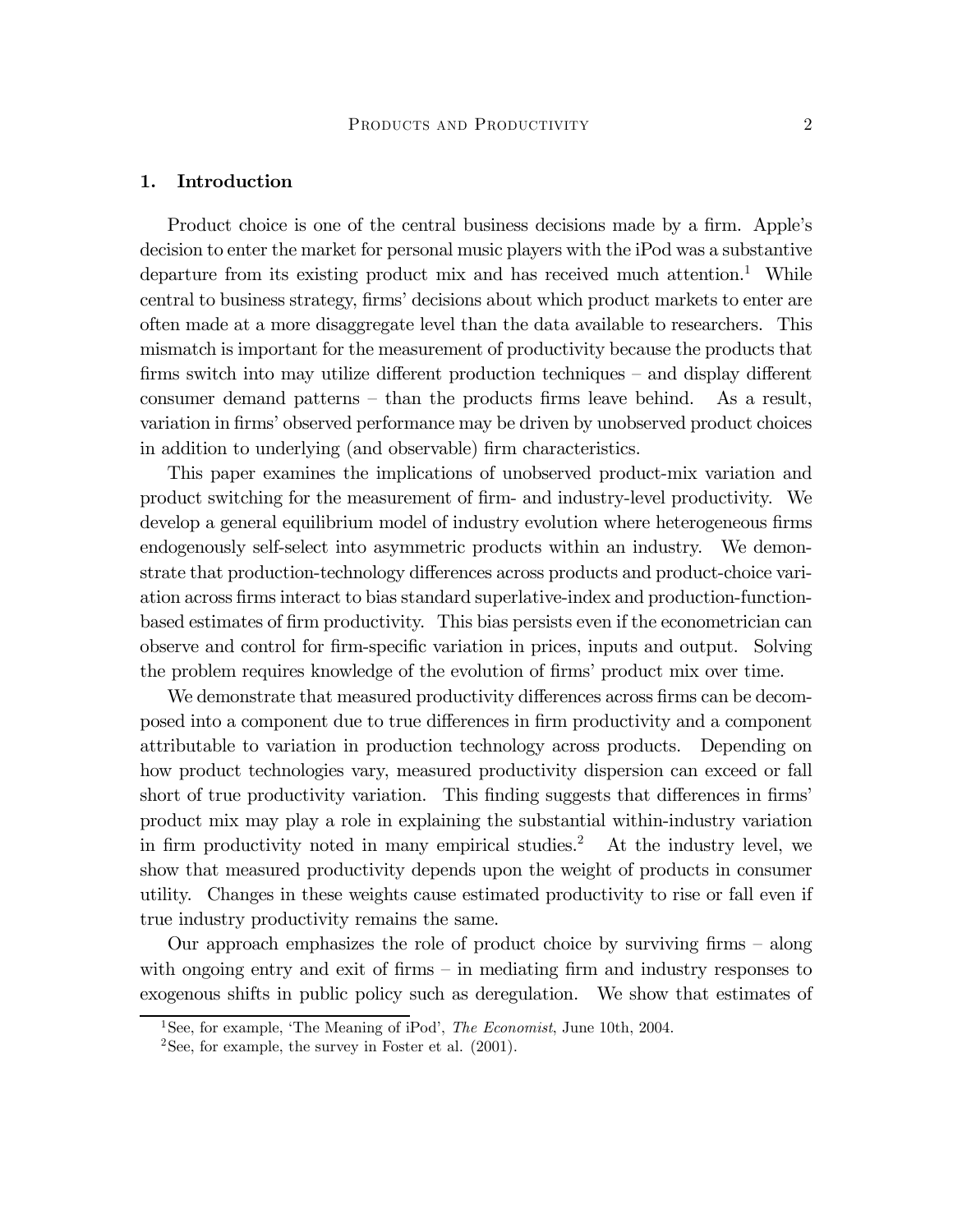## 1. Introduction

Product choice is one of the central business decisions made by a firm. Apple's decision to enter the market for personal music players with the iPod was a substantive departure from its existing product mix and has received much attention.[1] While central to business strategy, firms' decisions about which product markets to enter are often made at a more disaggregate level than the data available to researchers. This mismatch is important for the measurement of productivity because the products that firms switch into may utilize different production techniques – and display different consumer demand patterns – than the products firms leave behind. As a result, variation in firms' observed performance may be driven by unobserved product choices in addition to underlying (and observable) firm characteristics.

This paper examines the implications of unobserved product-mix variation and product switching for the measurement of firm- and industry-level productivity. We develop a general equilibrium model of industry evolution where heterogeneous firms endogenously self-select into asymmetric products within an industry. We demonstrate that production-technology differences across products and product-choice variation across firms interact to bias standard superlative-index and production-function-based estimates of firm productivity. This bias persists even if the econometrician can observe and control for firm-specific variation in prices, inputs and output. Solving the problem requires knowledge of the evolution of firms' product mix over time.

We demonstrate that measured productivity differences across firms can be decomposed into a component due to true differences in firm productivity and a component attributable to variation in production technology across products. Depending on how product technologies vary, measured productivity dispersion can exceed or fall short of true productivity variation. This finding suggests that differences in firms' product mix may play a role in explaining the substantial within-industry variation in firm productivity noted in many empirical studies.[2] At the industry level, we show that measured productivity depends upon the weight of products in consumer utility. Changes in these weights cause estimated productivity to rise or fall even if true industry productivity remains the same.

Our approach emphasizes the role of product choice by surviving firms – along with ongoing entry and exit of firms – in mediating firm and industry responses to exogenous shifts in public policy such as deregulation. We show that estimates of

[1] See, for example, 'The Meaning of iPod', *The Economist*, June 10th, 2004.

[2] See, for example, the survey in Foster et al. (2001).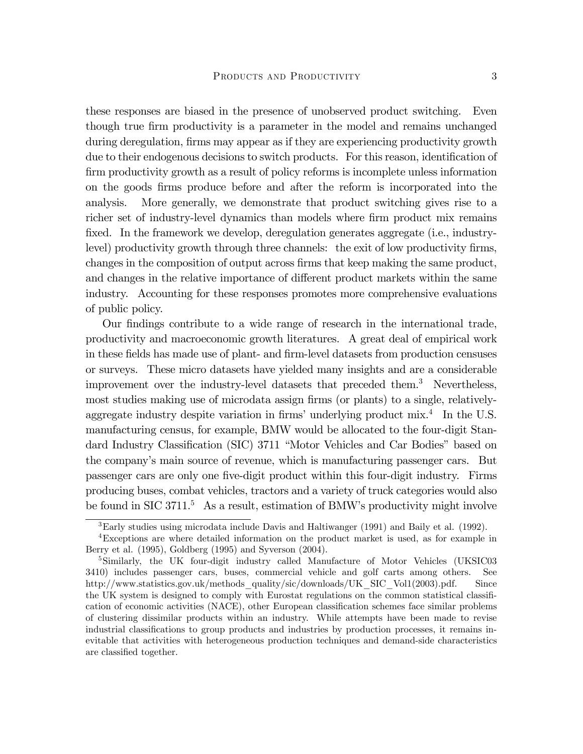these responses are biased in the presence of unobserved product switching. Even though true firm productivity is a parameter in the model and remains unchanged during deregulation, firms may appear as if they are experiencing productivity growth due to their endogenous decisions to switch products. For this reason, identification of firm productivity growth as a result of policy reforms is incomplete unless information on the goods firms produce before and after the reform is incorporated into the analysis. More generally, we demonstrate that product switching gives rise to a richer set of industry-level dynamics than models where firm product mix remains fixed. In the framework we develop, deregulation generates aggregate (i.e., industry-level) productivity growth through three channels: the exit of low productivity firms, changes in the composition of output across firms that keep making the same product, and changes in the relative importance of different product markets within the same industry. Accounting for these responses promotes more comprehensive evaluations of public policy.

Our findings contribute to a wide range of research in the international trade, productivity and macroeconomic growth literatures. A great deal of empirical work in these fields has made use of plant- and firm-level datasets from production censuses or surveys. These micro datasets have yielded many insights and are a considerable improvement over the industry-level datasets that preceded them.[3] Nevertheless, most studies making use of microdata assign firms (or plants) to a single, relatively-aggregate industry despite variation in firms' underlying product mix.[4] In the U.S. manufacturing census, for example, BMW would be allocated to the four-digit Standard Industry Classification (SIC) 3711 "Motor Vehicles and Car Bodies" based on the company's main source of revenue, which is manufacturing passenger cars. But passenger cars are only one five-digit product within this four-digit industry. Firms producing buses, combat vehicles, tractors and a variety of truck categories would also be found in SIC 3711.[5] As a result, estimation of BMW's productivity might involve

[3] Early studies using microdata include Davis and Haltiwanger (1991) and Baily et al. (1992).

[4] Exceptions are where detailed information on the product market is used, as for example in Berry et al. (1995), Goldberg (1995) and Syverson (2004).

[5] Similarly, the UK four-digit industry called Manufacture of Motor Vehicles (UKSIC03 3410) includes passenger cars, buses, commercial vehicle and golf carts among others. See http://www.statistics.gov.uk/methods_quality/sic/downloads/UK_SIC_Vol1(2003).pdf. Since the UK system is designed to comply with Eurostat regulations on the common statistical classification of economic activities (NACE), other European classification schemes face similar problems of clustering dissimilar products within an industry. While attempts have been made to revise industrial classifications to group products and industries by production processes, it remains inevitable that activities with heterogeneous production techniques and demand-side characteristics are classified together.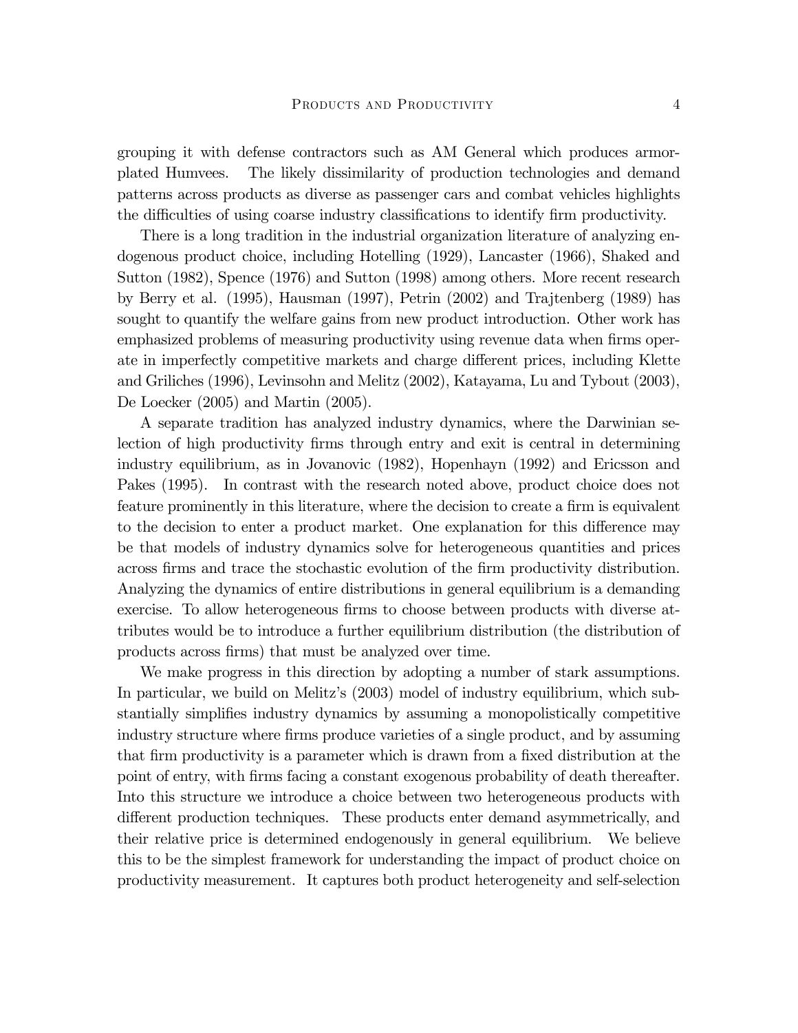grouping it with defense contractors such as AM General which produces armor-plated Humvees. The likely dissimilarity of production technologies and demand patterns across products as diverse as passenger cars and combat vehicles highlights the difficulties of using coarse industry classifications to identify firm productivity.

There is a long tradition in the industrial organization literature of analyzing endogenous product choice, including Hotelling (1929), Lancaster (1966), Shaked and Sutton (1982), Spence (1976) and Sutton (1998) among others. More recent research by Berry et al. (1995), Hausman (1997), Petrin (2002) and Trajtenberg (1989) has sought to quantify the welfare gains from new product introduction. Other work has emphasized problems of measuring productivity using revenue data when firms operate in imperfectly competitive markets and charge different prices, including Klette and Griliches (1996), Levinsohn and Melitz (2002), Katayama, Lu and Tybout (2003), De Loecker (2005) and Martin (2005).

A separate tradition has analyzed industry dynamics, where the Darwinian selection of high productivity firms through entry and exit is central in determining industry equilibrium, as in Jovanovic (1982), Hopenhayn (1992) and Ericsson and Pakes (1995). In contrast with the research noted above, product choice does not feature prominently in this literature, where the decision to create a firm is equivalent to the decision to enter a product market. One explanation for this difference may be that models of industry dynamics solve for heterogeneous quantities and prices across firms and trace the stochastic evolution of the firm productivity distribution. Analyzing the dynamics of entire distributions in general equilibrium is a demanding exercise. To allow heterogeneous firms to choose between products with diverse attributes would be to introduce a further equilibrium distribution (the distribution of products across firms) that must be analyzed over time.

We make progress in this direction by adopting a number of stark assumptions. In particular, we build on Melitz's (2003) model of industry equilibrium, which substantially simplifies industry dynamics by assuming a monopolistically competitive industry structure where firms produce varieties of a single product, and by assuming that firm productivity is a parameter which is drawn from a fixed distribution at the point of entry, with firms facing a constant exogenous probability of death thereafter. Into this structure we introduce a choice between two heterogeneous products with different production techniques. These products enter demand asymmetrically, and their relative price is determined endogenously in general equilibrium. We believe this to be the simplest framework for understanding the impact of product choice on productivity measurement. It captures both product heterogeneity and self-selection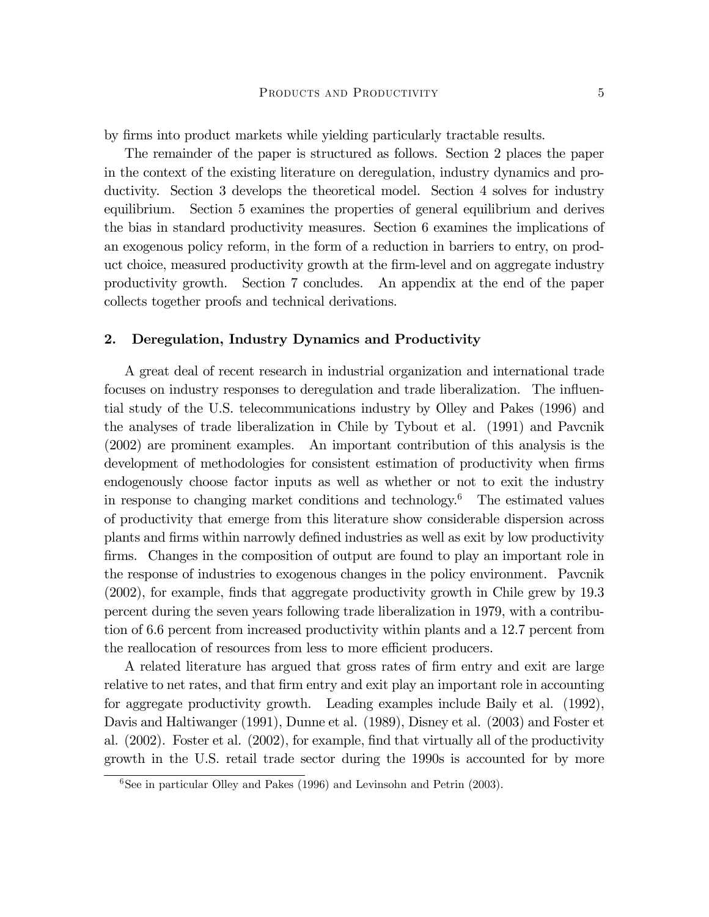by firms into product markets while yielding particularly tractable results.

The remainder of the paper is structured as follows. Section 2 places the paper in the context of the existing literature on deregulation, industry dynamics and productivity. Section 3 develops the theoretical model. Section 4 solves for industry equilibrium. Section 5 examines the properties of general equilibrium and derives the bias in standard productivity measures. Section 6 examines the implications of an exogenous policy reform, in the form of a reduction in barriers to entry, on product choice, measured productivity growth at the firm-level and on aggregate industry productivity growth. Section 7 concludes. An appendix at the end of the paper collects together proofs and technical derivations.

## 2. Deregulation, Industry Dynamics and Productivity

A great deal of recent research in industrial organization and international trade focuses on industry responses to deregulation and trade liberalization. The influential study of the U.S. telecommunications industry by Olley and Pakes (1996) and the analyses of trade liberalization in Chile by Tybout et al. (1991) and Pavcnik (2002) are prominent examples. An important contribution of this analysis is the development of methodologies for consistent estimation of productivity when firms endogenously choose factor inputs as well as whether or not to exit the industry in response to changing market conditions and technology.[6] The estimated values of productivity that emerge from this literature show considerable dispersion across plants and firms within narrowly defined industries as well as exit by low productivity firms. Changes in the composition of output are found to play an important role in the response of industries to exogenous changes in the policy environment. Pavcnik (2002), for example, finds that aggregate productivity growth in Chile grew by 19.3 percent during the seven years following trade liberalization in 1979, with a contribution of 6.6 percent from increased productivity within plants and a 12.7 percent from the reallocation of resources from less to more efficient producers.

A related literature has argued that gross rates of firm entry and exit are large relative to net rates, and that firm entry and exit play an important role in accounting for aggregate productivity growth. Leading examples include Baily et al. (1992), Davis and Haltiwanger (1991), Dunne et al. (1989), Disney et al. (2003) and Foster et al. (2002). Foster et al. (2002), for example, find that virtually all of the productivity growth in the U.S. retail trade sector during the 1990s is accounted for by more

[6] See in particular Olley and Pakes (1996) and Levinsohn and Petrin (2003).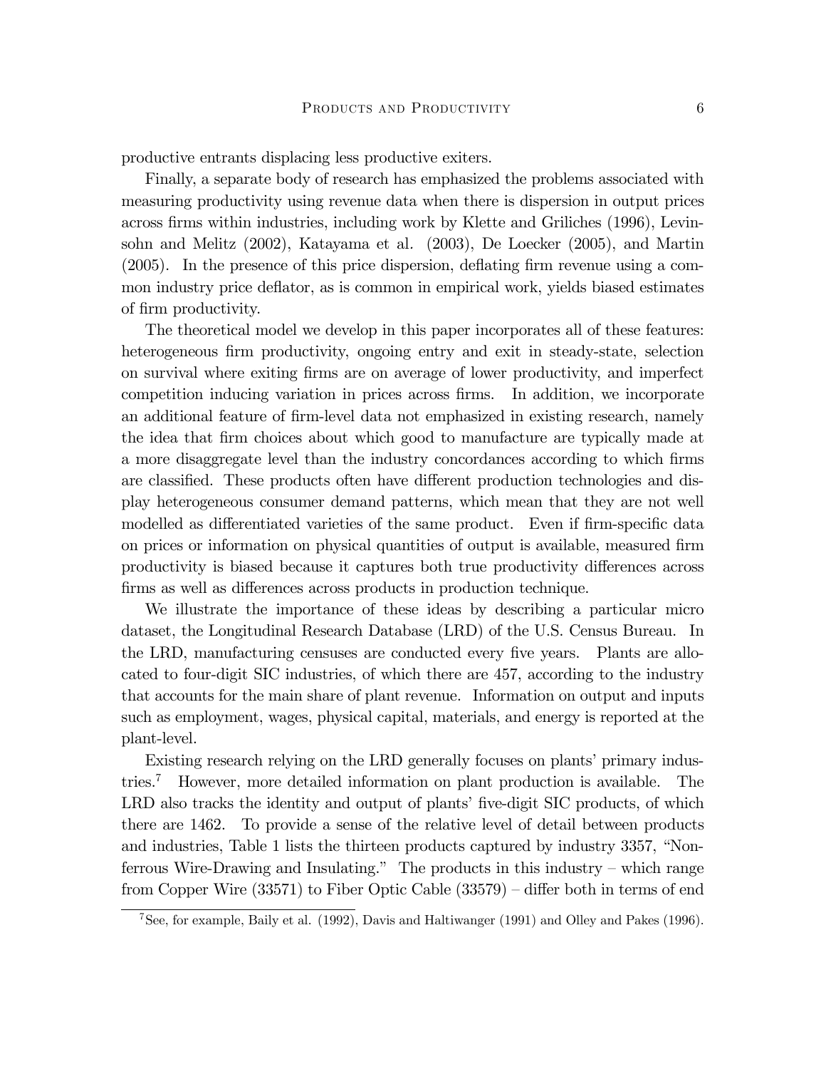productive entrants displacing less productive exiters.

Finally, a separate body of research has emphasized the problems associated with measuring productivity using revenue data when there is dispersion in output prices across firms within industries, including work by Klette and Griliches (1996), Levinsohn and Melitz (2002), Katayama et al. (2003), De Loecker (2005), and Martin (2005). In the presence of this price dispersion, deflating firm revenue using a common industry price deflator, as is common in empirical work, yields biased estimates of firm productivity.

The theoretical model we develop in this paper incorporates all of these features: heterogeneous firm productivity, ongoing entry and exit in steady-state, selection on survival where exiting firms are on average of lower productivity, and imperfect competition inducing variation in prices across firms. In addition, we incorporate an additional feature of firm-level data not emphasized in existing research, namely the idea that firm choices about which good to manufacture are typically made at a more disaggregate level than the industry concordances according to which firms are classified. These products often have different production technologies and display heterogeneous consumer demand patterns, which mean that they are not well modelled as differentiated varieties of the same product. Even if firm-specific data on prices or information on physical quantities of output is available, measured firm productivity is biased because it captures both true productivity differences across firms as well as differences across products in production technique.

We illustrate the importance of these ideas by describing a particular micro dataset, the Longitudinal Research Database (LRD) of the U.S. Census Bureau. In the LRD, manufacturing censuses are conducted every five years. Plants are allocated to four-digit SIC industries, of which there are 457, according to the industry that accounts for the main share of plant revenue. Information on output and inputs such as employment, wages, physical capital, materials, and energy is reported at the plant-level.

Existing research relying on the LRD generally focuses on plants' primary industries.[7] However, more detailed information on plant production is available. The LRD also tracks the identity and output of plants' five-digit SIC products, of which there are 1462. To provide a sense of the relative level of detail between products and industries, Table 1 lists the thirteen products captured by industry 3357, "Nonferrous Wire-Drawing and Insulating." The products in this industry – which range from Copper Wire (33571) to Fiber Optic Cable (33579) – differ both in terms of end

[7] See, for example, Baily et al. (1992), Davis and Haltiwanger (1991) and Olley and Pakes (1996).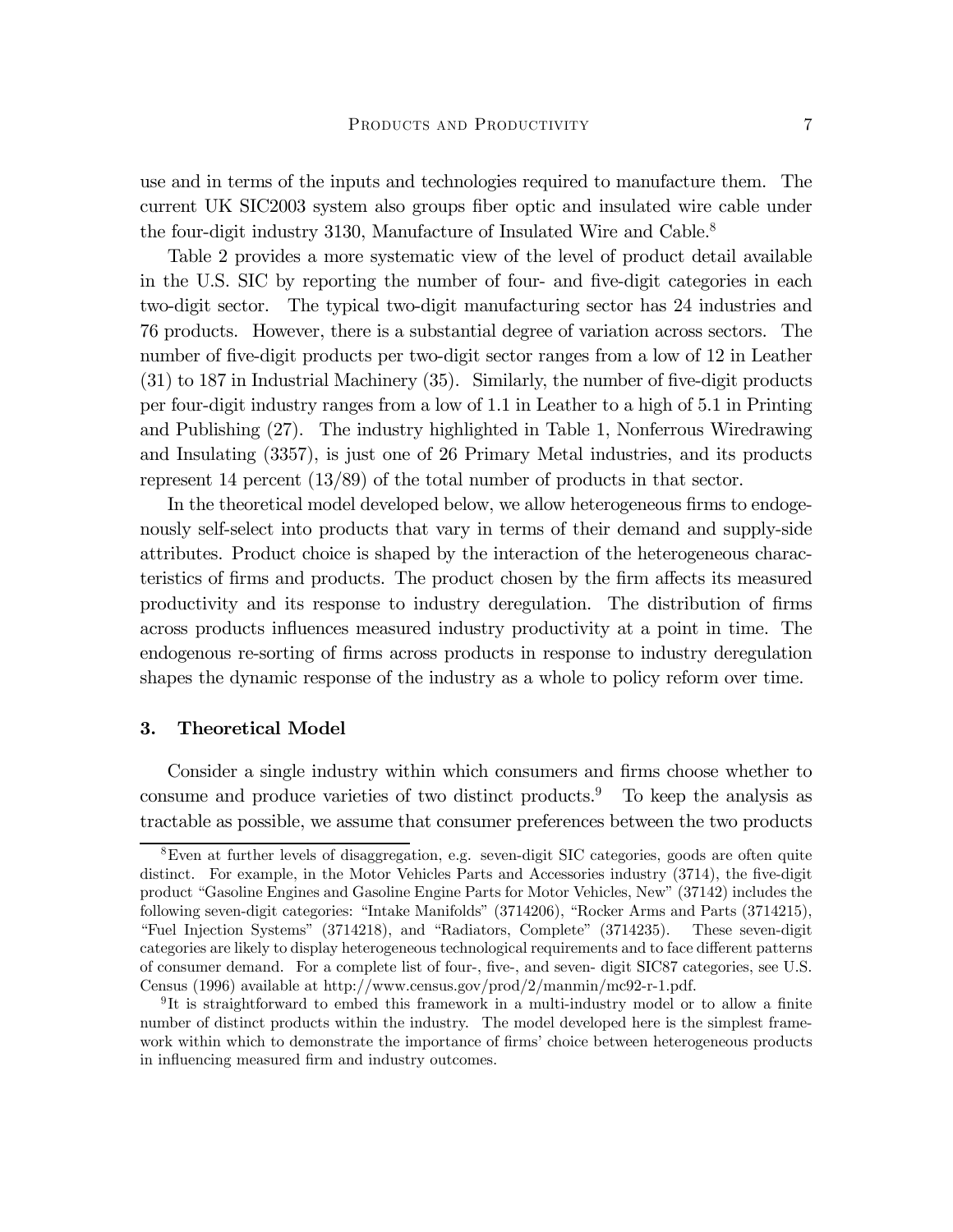use and in terms of the inputs and technologies required to manufacture them. The current UK SIC2003 system also groups fiber optic and insulated wire cable under the four-digit industry 3130, Manufacture of Insulated Wire and Cable.[8]

Table 2 provides a more systematic view of the level of product detail available in the U.S. SIC by reporting the number of four- and five-digit categories in each two-digit sector. The typical two-digit manufacturing sector has 24 industries and 76 products. However, there is a substantial degree of variation across sectors. The number of five-digit products per two-digit sector ranges from a low of 12 in Leather (31) to 187 in Industrial Machinery (35). Similarly, the number of five-digit products per four-digit industry ranges from a low of 1.1 in Leather to a high of 5.1 in Printing and Publishing (27). The industry highlighted in Table 1, Nonferrous Wiredrawing and Insulating (3357), is just one of 26 Primary Metal industries, and its products represent 14 percent (13/89) of the total number of products in that sector.

In the theoretical model developed below, we allow heterogeneous firms to endogenously self-select into products that vary in terms of their demand and supply-side attributes. Product choice is shaped by the interaction of the heterogeneous characteristics of firms and products. The product chosen by the firm affects its measured productivity and its response to industry deregulation. The distribution of firms across products influences measured industry productivity at a point in time. The endogenous re-sorting of firms across products in response to industry deregulation shapes the dynamic response of the industry as a whole to policy reform over time.

## 3. Theoretical Model

Consider a single industry within which consumers and firms choose whether to consume and produce varieties of two distinct products.[9] To keep the analysis as tractable as possible, we assume that consumer preferences between the two products

[8] Even at further levels of disaggregation, e.g. seven-digit SIC categories, goods are often quite distinct. For example, in the Motor Vehicles Parts and Accessories industry (3714), the five-digit product "Gasoline Engines and Gasoline Engine Parts for Motor Vehicles, New" (37142) includes the following seven-digit categories: "Intake Manifolds" (3714206), "Rocker Arms and Parts (3714215), "Fuel Injection Systems" (3714218), and "Radiators, Complete" (3714235). These seven-digit categories are likely to display heterogeneous technological requirements and to face different patterns of consumer demand. For a complete list of four-, five-, and seven- digit SIC87 categories, see U.S. Census (1996) available at http://www.census.gov/prod/2/manmin/mc92-r-1.pdf.

[9] It is straightforward to embed this framework in a multi-industry model or to allow a finite number of distinct products within the industry. The model developed here is the simplest framework within which to demonstrate the importance of firms' choice between heterogeneous products in influencing measured firm and industry outcomes.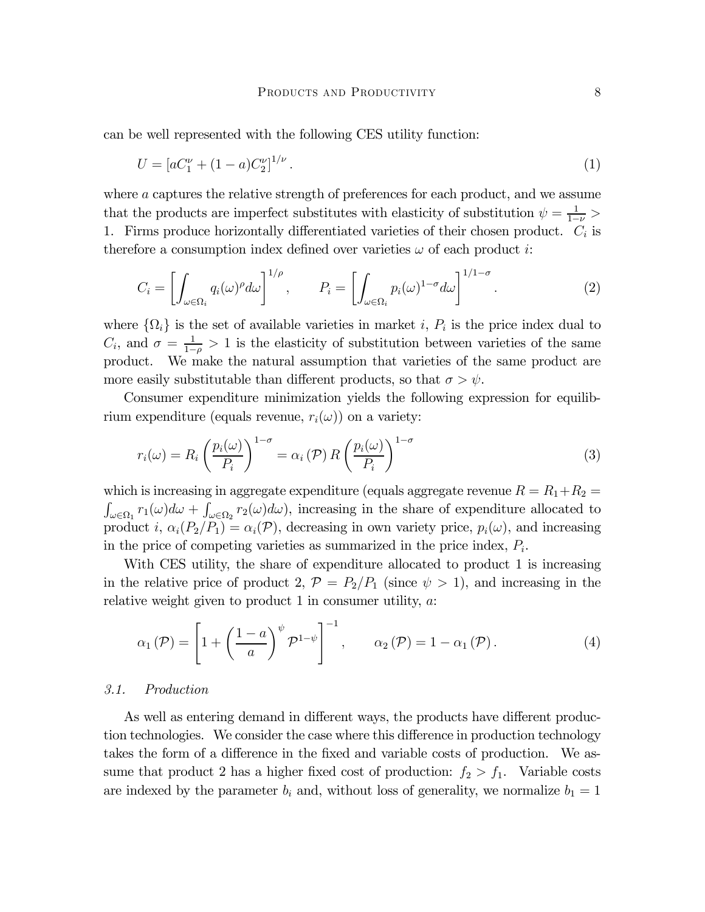can be well represented with the following CES utility function:

$$U = \left[aC_1^{\nu} + (1-a)C_2^{\nu}\right]^{1/\nu}. \tag{1}$$

where $a$ captures the relative strength of preferences for each product, and we assume that the products are imperfect substitutes with elasticity of substitution $\psi = \frac{1}{1-\nu} > 1$. Firms produce horizontally differentiated varieties of their chosen product. $C_i$ is therefore a consumption index defined over varieties $\omega$ of each product $i$:

$$C_i = \left[\int_{\omega \in \Omega_i} q_i(\omega)^{\rho} d\omega\right]^{1/\rho}, \qquad P_i = \left[\int_{\omega \in \Omega_i} p_i(\omega)^{1-\sigma} d\omega\right]^{1/1-\sigma}. \tag{2}$$

where $\{\Omega_i\}$ is the set of available varieties in market $i$, $P_i$ is the price index dual to $C_i$, and $\sigma = \frac{1}{1-\rho} > 1$ is the elasticity of substitution between varieties of the same product. We make the natural assumption that varieties of the same product are more easily substitutable than different products, so that $\sigma > \psi$.

Consumer expenditure minimization yields the following expression for equilibrium expenditure (equals revenue, $r_i(\omega)$) on a variety:

$$r_i(\omega) = R_i \left(\frac{p_i(\omega)}{P_i}\right)^{1-\sigma} = \alpha_i(\mathcal{P})\, R \left(\frac{p_i(\omega)}{P_i}\right)^{1-\sigma} \tag{3}$$

which is increasing in aggregate expenditure (equals aggregate revenue $R = R_1 + R_2 = \int_{\omega \in \Omega_1} r_1(\omega) d\omega + \int_{\omega \in \Omega_2} r_2(\omega) d\omega$), increasing in the share of expenditure allocated to product $i$, $\alpha_i(P_2/P_1) = \alpha_i(\mathcal{P})$, decreasing in own variety price, $p_i(\omega)$, and increasing in the price of competing varieties as summarized in the price index, $P_i$.

With CES utility, the share of expenditure allocated to product 1 is increasing in the relative price of product 2, $\mathcal{P} = P_2/P_1$ (since $\psi > 1$), and increasing in the relative weight given to product 1 in consumer utility, $a$:

$$\alpha_1(\mathcal{P}) = \left[1 + \left(\frac{1-a}{a}\right)^{\psi} \mathcal{P}^{1-\psi}\right]^{-1}, \qquad \alpha_2(\mathcal{P}) = 1 - \alpha_1(\mathcal{P}). \tag{4}$$

### *3.1. Production*

As well as entering demand in different ways, the products have different production technologies. We consider the case where this difference in production technology takes the form of a difference in the fixed and variable costs of production. We assume that product 2 has a higher fixed cost of production: $f_2 > f_1$. Variable costs are indexed by the parameter $b_i$ and, without loss of generality, we normalize $b_1 = 1$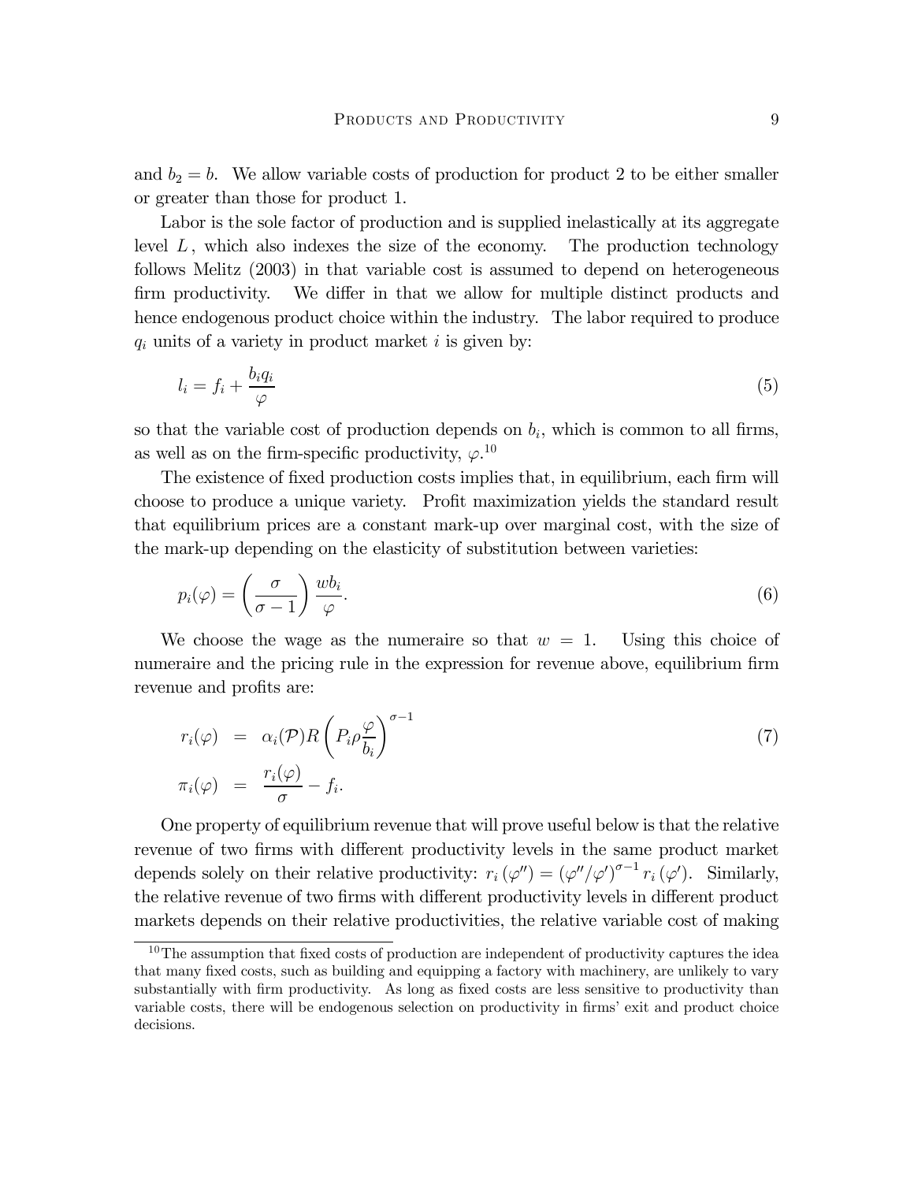and $b_2 = b$. We allow variable costs of production for product 2 to be either smaller or greater than those for product 1.

Labor is the sole factor of production and is supplied inelastically at its aggregate level $L$, which also indexes the size of the economy. The production technology follows Melitz (2003) in that variable cost is assumed to depend on heterogeneous firm productivity. We differ in that we allow for multiple distinct products and hence endogenous product choice within the industry. The labor required to produce $q_i$ units of a variety in product market $i$ is given by:

$$l_i = f_i + \frac{b_i q_i}{\varphi} \tag{5}$$

so that the variable cost of production depends on $b_i$, which is common to all firms, as well as on the firm-specific productivity, $\varphi$.[10]

The existence of fixed production costs implies that, in equilibrium, each firm will choose to produce a unique variety. Profit maximization yields the standard result that equilibrium prices are a constant mark-up over marginal cost, with the size of the mark-up depending on the elasticity of substitution between varieties:

$$p_i(\varphi) = \left(\frac{\sigma}{\sigma - 1}\right) \frac{w b_i}{\varphi}. \tag{6}$$

We choose the wage as the numeraire so that $w = 1$. Using this choice of numeraire and the pricing rule in the expression for revenue above, equilibrium firm revenue and profits are:

$$\begin{aligned} r_i(\varphi) &= \alpha_i(\mathcal{P}) R \left(P_i \rho \frac{\varphi}{b_i}\right)^{\sigma-1} \\ \pi_i(\varphi) &= \frac{r_i(\varphi)}{\sigma} - f_i. \end{aligned} \tag{7}$$

One property of equilibrium revenue that will prove useful below is that the relative revenue of two firms with different productivity levels in the same product market depends solely on their relative productivity: $r_i(\varphi'') = (\varphi''/\varphi')^{\sigma-1} r_i(\varphi')$. Similarly, the relative revenue of two firms with different productivity levels in different product markets depends on their relative productivities, the relative variable cost of making

[10] The assumption that fixed costs of production are independent of productivity captures the idea that many fixed costs, such as building and equipping a factory with machinery, are unlikely to vary substantially with firm productivity. As long as fixed costs are less sensitive to productivity than variable costs, there will be endogenous selection on productivity in firms' exit and product choice decisions.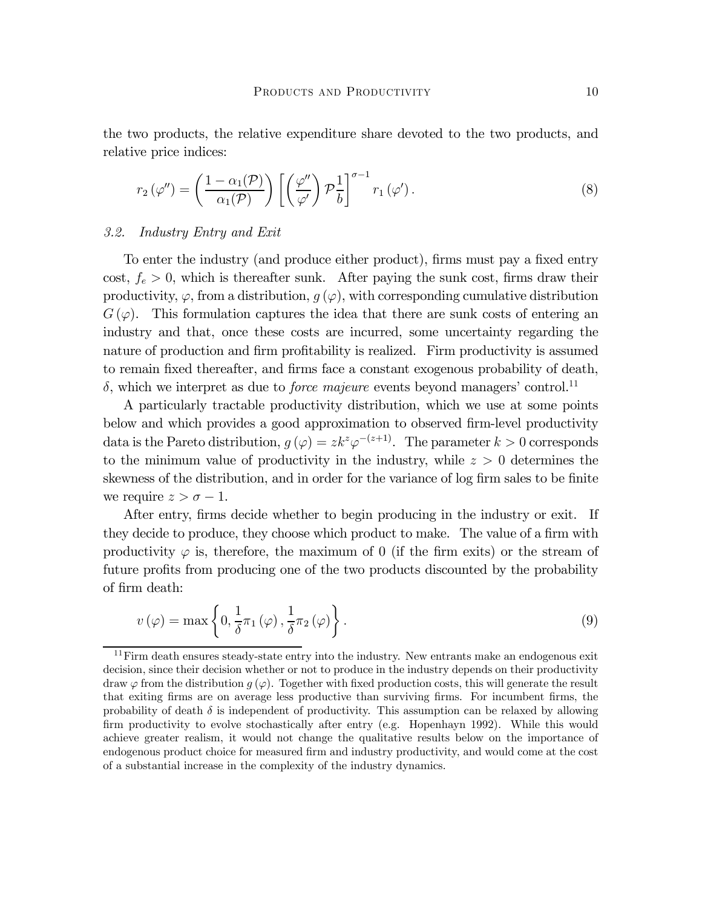the two products, the relative expenditure share devoted to the two products, and relative price indices:

$$r_2(\varphi'') = \left(\frac{1-\alpha_1(\mathcal{P})}{\alpha_1(\mathcal{P})}\right)\left[\left(\frac{\varphi''}{\varphi'}\right)\mathcal{P}\frac{1}{b}\right]^{\sigma-1} r_1(\varphi'). \tag{8}$$

### 3.2. *Industry Entry and Exit*

To enter the industry (and produce either product), firms must pay a fixed entry cost, $f_e > 0$, which is thereafter sunk. After paying the sunk cost, firms draw their productivity, $\varphi$, from a distribution, $g(\varphi)$, with corresponding cumulative distribution $G(\varphi)$. This formulation captures the idea that there are sunk costs of entering an industry and that, once these costs are incurred, some uncertainty regarding the nature of production and firm profitability is realized. Firm productivity is assumed to remain fixed thereafter, and firms face a constant exogenous probability of death, $\delta$, which we interpret as due to *force majeure* events beyond managers' control.[11]

A particularly tractable productivity distribution, which we use at some points below and which provides a good approximation to observed firm-level productivity data is the Pareto distribution, $g(\varphi) = zk^z\varphi^{-(z+1)}$. The parameter $k > 0$ corresponds to the minimum value of productivity in the industry, while $z > 0$ determines the skewness of the distribution, and in order for the variance of log firm sales to be finite we require $z > \sigma - 1$.

After entry, firms decide whether to begin producing in the industry or exit. If they decide to produce, they choose which product to make. The value of a firm with productivity $\varphi$ is, therefore, the maximum of 0 (if the firm exits) or the stream of future profits from producing one of the two products discounted by the probability of firm death:

$$v(\varphi) = \max\left\{0, \frac{1}{\delta}\pi_1(\varphi), \frac{1}{\delta}\pi_2(\varphi)\right\}. \tag{9}$$

[11] Firm death ensures steady-state entry into the industry. New entrants make an endogenous exit decision, since their decision whether or not to produce in the industry depends on their productivity draw $\varphi$ from the distribution $g(\varphi)$. Together with fixed production costs, this will generate the result that exiting firms are on average less productive than surviving firms. For incumbent firms, the probability of death $\delta$ is independent of productivity. This assumption can be relaxed by allowing firm productivity to evolve stochastically after entry (e.g. Hopenhayn 1992). While this would achieve greater realism, it would not change the qualitative results below on the importance of endogenous product choice for measured firm and industry productivity, and would come at the cost of a substantial increase in the complexity of the industry dynamics.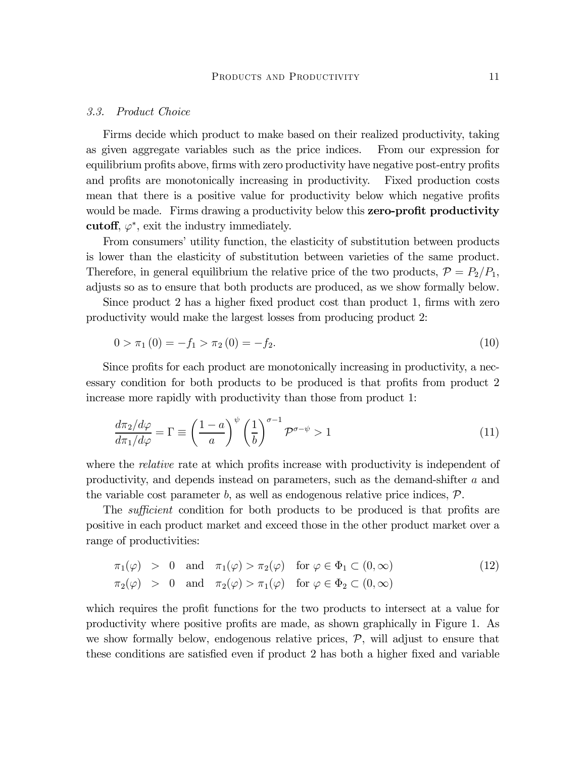### 3.3. Product Choice

Firms decide which product to make based on their realized productivity, taking as given aggregate variables such as the price indices. From our expression for equilibrium profits above, firms with zero productivity have negative post-entry profits and profits are monotonically increasing in productivity. Fixed production costs mean that there is a positive value for productivity below which negative profits would be made. Firms drawing a productivity below this **zero-profit productivity cutoff**, $\varphi^*$, exit the industry immediately.

From consumers' utility function, the elasticity of substitution between products is lower than the elasticity of substitution between varieties of the same product. Therefore, in general equilibrium the relative price of the two products, $\mathcal{P} = P_2/P_1$, adjusts so as to ensure that both products are produced, as we show formally below.

Since product 2 has a higher fixed product cost than product 1, firms with zero productivity would make the largest losses from producing product 2:

$$0 > \pi_1(0) = -f_1 > \pi_2(0) = -f_2. \tag{10}$$

Since profits for each product are monotonically increasing in productivity, a necessary condition for both products to be produced is that profits from product 2 increase more rapidly with productivity than those from product 1:

$$\frac{d\pi_2/d\varphi}{d\pi_1/d\varphi} = \Gamma \equiv \left(\frac{1-a}{a}\right)^{\psi} \left(\frac{1}{b}\right)^{\sigma-1} \mathcal{P}^{\sigma-\psi} > 1 \tag{11}$$

where the *relative* rate at which profits increase with productivity is independent of productivity, and depends instead on parameters, such as the demand-shifter $a$ and the variable cost parameter $b$, as well as endogenous relative price indices, $\mathcal{P}$.

The *sufficient* condition for both products to be produced is that profits are positive in each product market and exceed those in the other product market over a range of productivities:

$$\begin{aligned}
\pi_1(\varphi) &> 0 \quad \text{and} \quad \pi_1(\varphi) > \pi_2(\varphi) \quad \text{for } \varphi \in \Phi_1 \subset (0, \infty) \\
\pi_2(\varphi) &> 0 \quad \text{and} \quad \pi_2(\varphi) > \pi_1(\varphi) \quad \text{for } \varphi \in \Phi_2 \subset (0, \infty)
\end{aligned} \tag{12}$$

which requires the profit functions for the two products to intersect at a value for productivity where positive profits are made, as shown graphically in Figure 1. As we show formally below, endogenous relative prices, $\mathcal{P}$, will adjust to ensure that these conditions are satisfied even if product 2 has both a higher fixed and variable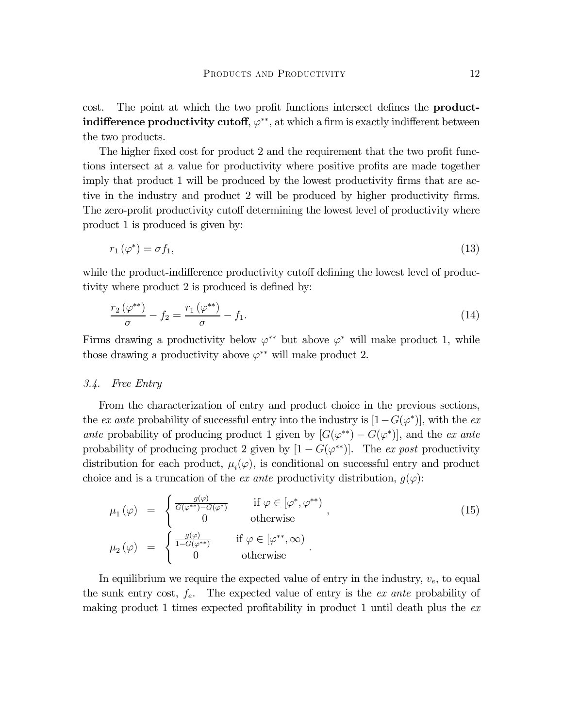cost. The point at which the two profit functions intersect defines the **product-indifference productivity cutoff**, $\varphi^{**}$, at which a firm is exactly indifferent between the two products.

The higher fixed cost for product 2 and the requirement that the two profit functions intersect at a value for productivity where positive profits are made together imply that product 1 will be produced by the lowest productivity firms that are active in the industry and product 2 will be produced by higher productivity firms. The zero-profit productivity cutoff determining the lowest level of productivity where product 1 is produced is given by:

$$r_1(\varphi^*) = \sigma f_1, \tag{13}$$

while the product-indifference productivity cutoff defining the lowest level of productivity where product 2 is produced is defined by:

$$\frac{r_2(\varphi^{**})}{\sigma} - f_2 = \frac{r_1(\varphi^{**})}{\sigma} - f_1. \tag{14}$$

Firms drawing a productivity below $\varphi^{**}$ but above $\varphi^*$ will make product 1, while those drawing a productivity above $\varphi^{**}$ will make product 2.

### 3.4. *Free Entry*

From the characterization of entry and product choice in the previous sections, the *ex ante* probability of successful entry into the industry is $[1-G(\varphi^*)]$, with the *ex ante* probability of producing product 1 given by $[G(\varphi^{**}) - G(\varphi^*)]$, and the *ex ante* probability of producing product 2 given by $[1 - G(\varphi^{**})]$. The *ex post* productivity distribution for each product, $\mu_i(\varphi)$, is conditional on successful entry and product choice and is a truncation of the *ex ante* productivity distribution, $g(\varphi)$:

$$\mu_1(\varphi) = \begin{cases} \frac{g(\varphi)}{G(\varphi^{**})-G(\varphi^*)} & \text{if } \varphi \in [\varphi^*, \varphi^{**}) \\ 0 & \text{otherwise} \end{cases}, \tag{15}$$

$$\mu_2(\varphi) = \begin{cases} \frac{g(\varphi)}{1-G(\varphi^{**})} & \text{if } \varphi \in [\varphi^{**}, \infty) \\ 0 & \text{otherwise} \end{cases}.$$

In equilibrium we require the expected value of entry in the industry, $v_e$, to equal the sunk entry cost, $f_e$. The expected value of entry is the *ex ante* probability of making product 1 times expected profitability in product 1 until death plus the *ex*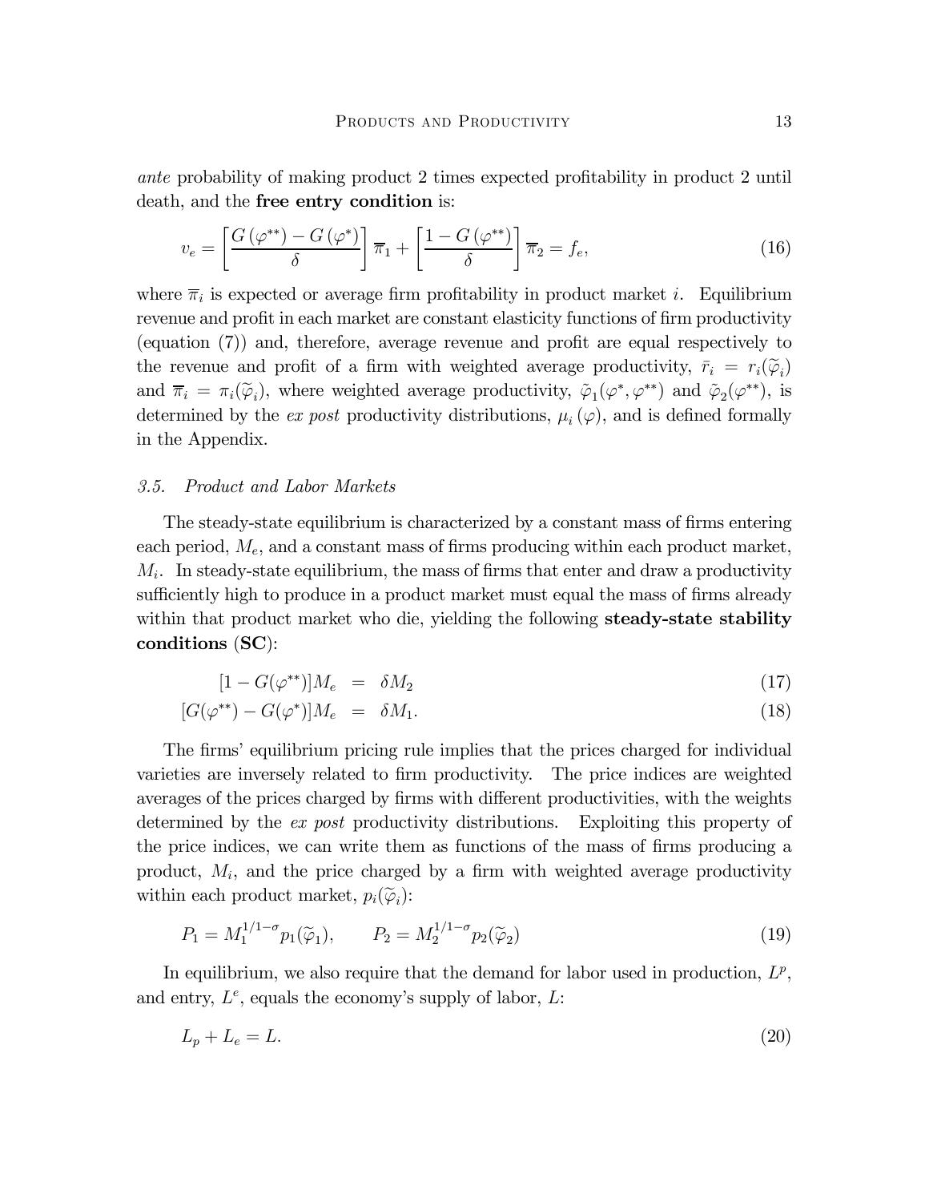*ante* probability of making product 2 times expected profitability in product 2 until death, and the **free entry condition** is:

$$v_e = \left[\frac{G(\varphi^{**}) - G(\varphi^*)}{\delta}\right]\overline{\pi}_1 + \left[\frac{1 - G(\varphi^{**})}{\delta}\right]\overline{\pi}_2 = f_e, \tag{16}$$

where $\overline{\pi}_i$ is expected or average firm profitability in product market $i$. Equilibrium revenue and profit in each market are constant elasticity functions of firm productivity (equation (7)) and, therefore, average revenue and profit are equal respectively to the revenue and profit of a firm with weighted average productivity, $\bar{r}_i = r_i(\widetilde{\varphi}_i)$ and $\overline{\pi}_i = \pi_i(\widetilde{\varphi}_i)$, where weighted average productivity, $\tilde{\varphi}_1(\varphi^*, \varphi^{**})$ and $\tilde{\varphi}_2(\varphi^{**})$, is determined by the *ex post* productivity distributions, $\mu_i(\varphi)$, and is defined formally in the Appendix.

### *3.5. Product and Labor Markets*

The steady-state equilibrium is characterized by a constant mass of firms entering each period, $M_e$, and a constant mass of firms producing within each product market, $M_i$. In steady-state equilibrium, the mass of firms that enter and draw a productivity sufficiently high to produce in a product market must equal the mass of firms already within that product market who die, yielding the following **steady-state stability conditions (SC)**:

$$[1 - G(\varphi^{**})]M_e = \delta M_2 \tag{17}$$

$$[G(\varphi^{**}) - G(\varphi^*)]M_e = \delta M_1. \tag{18}$$

The firms' equilibrium pricing rule implies that the prices charged for individual varieties are inversely related to firm productivity. The price indices are weighted averages of the prices charged by firms with different productivities, with the weights determined by the *ex post* productivity distributions. Exploiting this property of the price indices, we can write them as functions of the mass of firms producing a product, $M_i$, and the price charged by a firm with weighted average productivity within each product market, $p_i(\widetilde{\varphi}_i)$:

$$P_1 = M_1^{1/1-\sigma} p_1(\widetilde{\varphi}_1), \qquad P_2 = M_2^{1/1-\sigma} p_2(\widetilde{\varphi}_2) \tag{19}$$

In equilibrium, we also require that the demand for labor used in production, $L^p$, and entry, $L^e$, equals the economy's supply of labor, $L$:

$$L_p + L_e = L. \tag{20}$$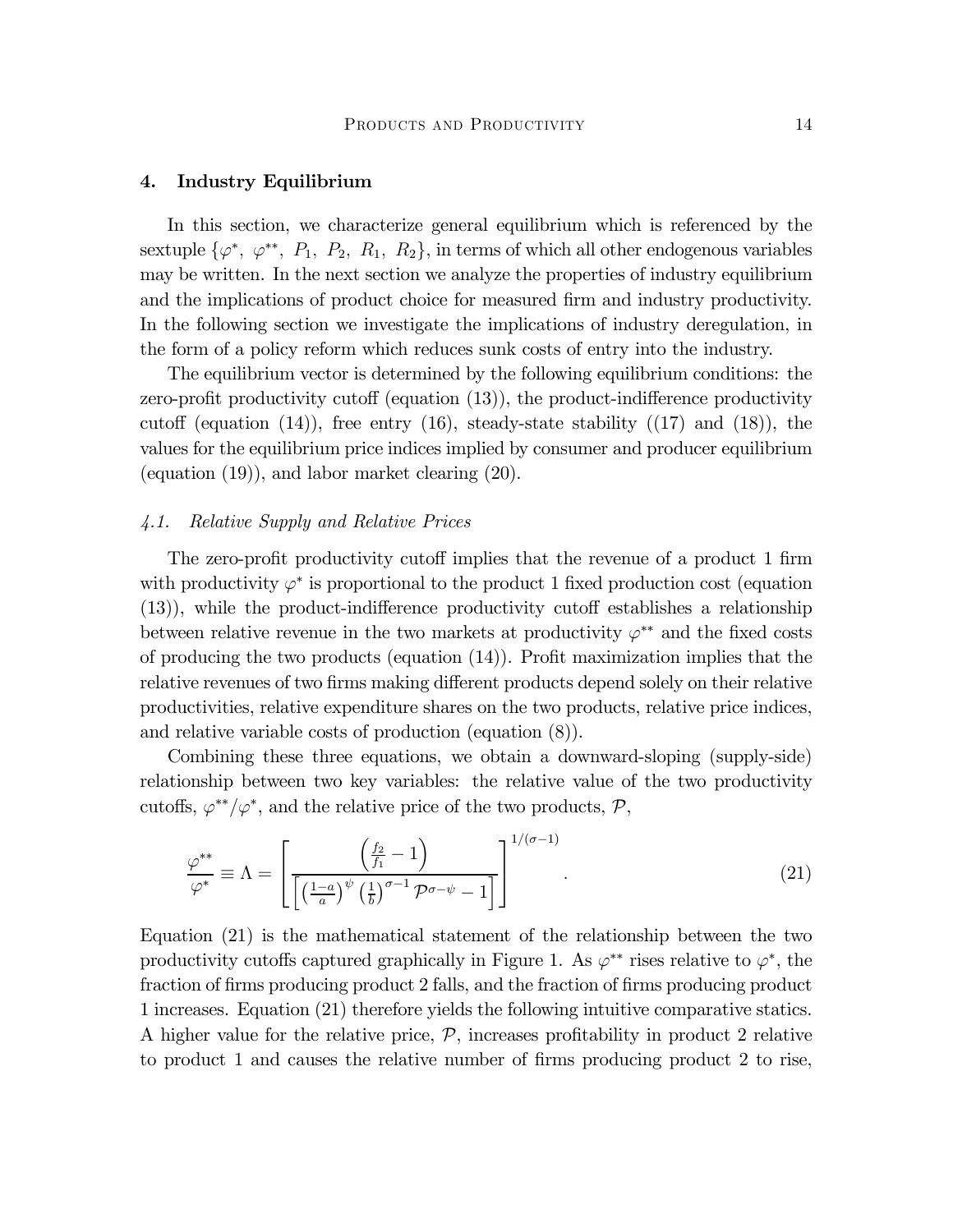## 4. Industry Equilibrium

In this section, we characterize general equilibrium which is referenced by the sextuple $\{\varphi^*,\ \varphi^{**},\ P_1,\ P_2,\ R_1,\ R_2\}$, in terms of which all other endogenous variables may be written. In the next section we analyze the properties of industry equilibrium and the implications of product choice for measured firm and industry productivity. In the following section we investigate the implications of industry deregulation, in the form of a policy reform which reduces sunk costs of entry into the industry.

The equilibrium vector is determined by the following equilibrium conditions: the zero-profit productivity cutoff (equation (13)), the product-indifference productivity cutoff (equation (14)), free entry (16), steady-state stability ((17) and (18)), the values for the equilibrium price indices implied by consumer and producer equilibrium (equation (19)), and labor market clearing (20).

### *4.1. Relative Supply and Relative Prices*

The zero-profit productivity cutoff implies that the revenue of a product 1 firm with productivity $\varphi^*$ is proportional to the product 1 fixed production cost (equation (13)), while the product-indifference productivity cutoff establishes a relationship between relative revenue in the two markets at productivity $\varphi^{**}$ and the fixed costs of producing the two products (equation (14)). Profit maximization implies that the relative revenues of two firms making different products depend solely on their relative productivities, relative expenditure shares on the two products, relative price indices, and relative variable costs of production (equation (8)).

Combining these three equations, we obtain a downward-sloping (supply-side) relationship between two key variables: the relative value of the two productivity cutoffs, $\varphi^{**}/\varphi^*$, and the relative price of the two products, $\mathcal{P}$,

$$\frac{\varphi^{**}}{\varphi^*} \equiv \Lambda = \left[ \frac{\left(\frac{f_2}{f_1} - 1\right)}{\left[\left(\frac{1-a}{a}\right)^{\psi}\left(\frac{1}{b}\right)^{\sigma-1}\mathcal{P}^{\sigma-\psi} - 1\right]} \right]^{1/(\sigma-1)}. \tag{21}$$

Equation (21) is the mathematical statement of the relationship between the two productivity cutoffs captured graphically in Figure 1. As $\varphi^{**}$ rises relative to $\varphi^*$, the fraction of firms producing product 2 falls, and the fraction of firms producing product 1 increases. Equation (21) therefore yields the following intuitive comparative statics. A higher value for the relative price, $\mathcal{P}$, increases profitability in product 2 relative to product 1 and causes the relative number of firms producing product 2 to rise,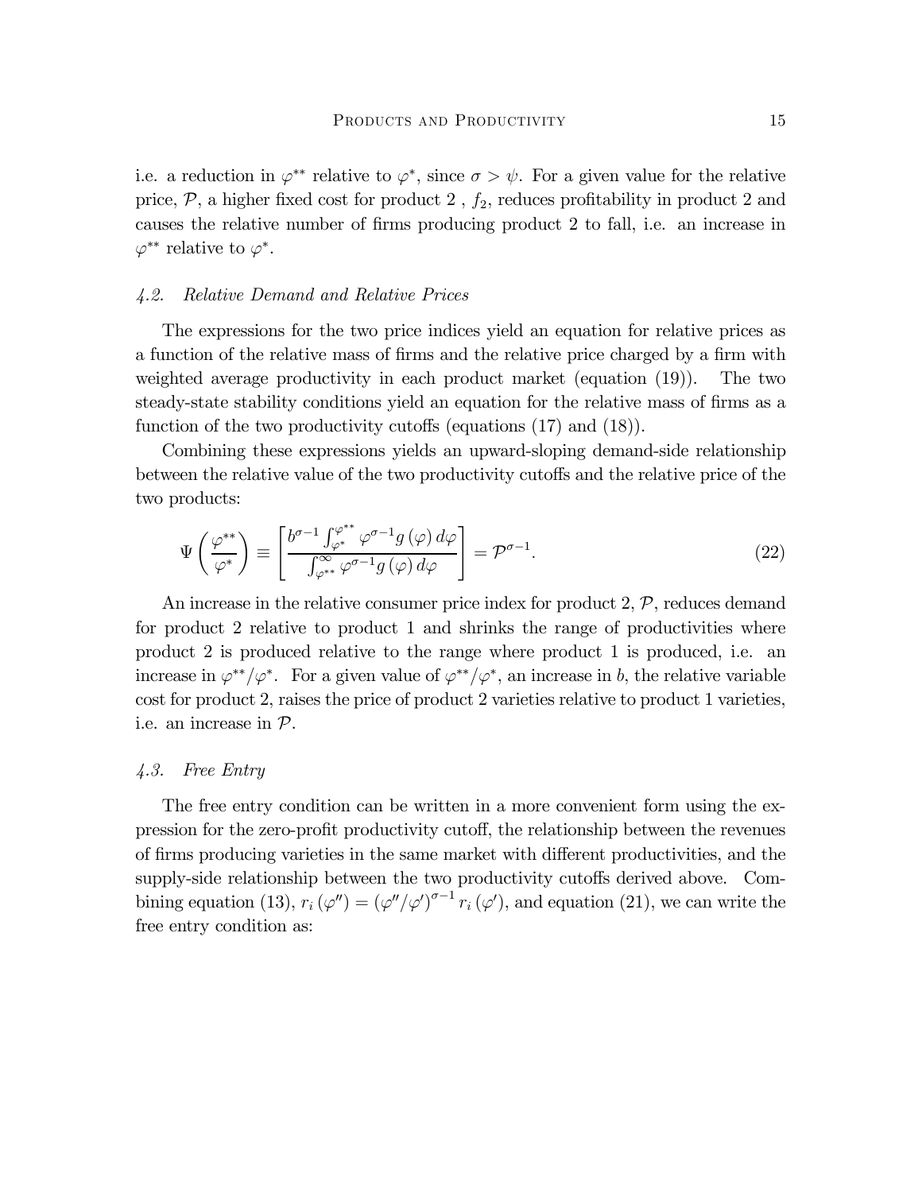i.e. a reduction in $\varphi^{**}$ relative to $\varphi^{*}$, since $\sigma > \psi$. For a given value for the relative price, $\mathcal{P}$, a higher fixed cost for product 2 , $f_2$, reduces profitability in product 2 and causes the relative number of firms producing product 2 to fall, i.e. an increase in $\varphi^{**}$ relative to $\varphi^{*}$.

### 4.2. *Relative Demand and Relative Prices*

The expressions for the two price indices yield an equation for relative prices as a function of the relative mass of firms and the relative price charged by a firm with weighted average productivity in each product market (equation (19)). The two steady-state stability conditions yield an equation for the relative mass of firms as a function of the two productivity cutoffs (equations (17) and (18)).

Combining these expressions yields an upward-sloping demand-side relationship between the relative value of the two productivity cutoffs and the relative price of the two products:

$$\Psi\left(\frac{\varphi^{**}}{\varphi^{*}}\right) \equiv \left[\frac{b^{\sigma-1}\int_{\varphi^{*}}^{\varphi^{**}} \varphi^{\sigma-1} g(\varphi)\, d\varphi}{\int_{\varphi^{**}}^{\infty} \varphi^{\sigma-1} g(\varphi)\, d\varphi}\right] = \mathcal{P}^{\sigma-1}. \tag{22}$$

An increase in the relative consumer price index for product 2, $\mathcal{P}$, reduces demand for product 2 relative to product 1 and shrinks the range of productivities where product 2 is produced relative to the range where product 1 is produced, i.e. an increase in $\varphi^{**}/\varphi^{*}$. For a given value of $\varphi^{**}/\varphi^{*}$, an increase in $b$, the relative variable cost for product 2, raises the price of product 2 varieties relative to product 1 varieties, i.e. an increase in $\mathcal{P}$.

### 4.3. *Free Entry*

The free entry condition can be written in a more convenient form using the expression for the zero-profit productivity cutoff, the relationship between the revenues of firms producing varieties in the same market with different productivities, and the supply-side relationship between the two productivity cutoffs derived above. Combining equation (13), $r_i(\varphi'') = (\varphi''/\varphi')^{\sigma-1} r_i(\varphi')$, and equation (21), we can write the free entry condition as: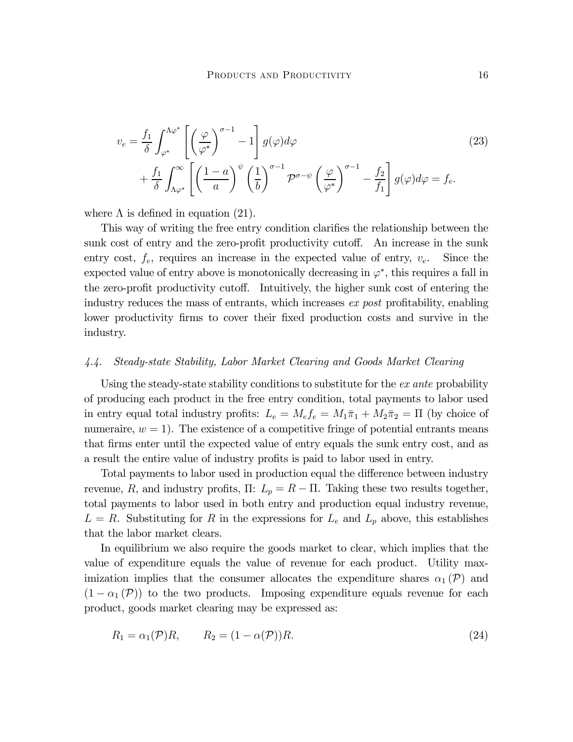$$
\begin{aligned}
v_e = &\frac{f_1}{\delta} \int_{\varphi^*}^{\Lambda\varphi^*} \left[ \left( \frac{\varphi}{\varphi^*} \right)^{\sigma-1} - 1 \right] g(\varphi) d\varphi \\
&+ \frac{f_1}{\delta} \int_{\Lambda\varphi^*}^{\infty} \left[ \left( \frac{1-a}{a} \right)^{\psi} \left( \frac{1}{b} \right)^{\sigma-1} \mathcal{P}^{\sigma-\psi} \left( \frac{\varphi}{\varphi^*} \right)^{\sigma-1} - \frac{f_2}{f_1} \right] g(\varphi) d\varphi = f_e.
\end{aligned}
\tag{23}
$$

where $\Lambda$ is defined in equation (21).

This way of writing the free entry condition clarifies the relationship between the sunk cost of entry and the zero-profit productivity cutoff. An increase in the sunk entry cost, $f_e$, requires an increase in the expected value of entry, $v_e$. Since the expected value of entry above is monotonically decreasing in $\varphi^*$, this requires a fall in the zero-profit productivity cutoff. Intuitively, the higher sunk cost of entering the industry reduces the mass of entrants, which increases *ex post* profitability, enabling lower productivity firms to cover their fixed production costs and survive in the industry.

### *4.4. Steady-state Stability, Labor Market Clearing and Goods Market Clearing*

Using the steady-state stability conditions to substitute for the *ex ante* probability of producing each product in the free entry condition, total payments to labor used in entry equal total industry profits: $L_e = M_e f_e = M_1 \bar{\pi}_1 + M_2 \bar{\pi}_2 = \Pi$ (by choice of numeraire, $w = 1$). The existence of a competitive fringe of potential entrants means that firms enter until the expected value of entry equals the sunk entry cost, and as a result the entire value of industry profits is paid to labor used in entry.

Total payments to labor used in production equal the difference between industry revenue, $R$, and industry profits, $\Pi$: $L_p = R - \Pi$. Taking these two results together, total payments to labor used in both entry and production equal industry revenue, $L = R$. Substituting for $R$ in the expressions for $L_e$ and $L_p$ above, this establishes that the labor market clears.

In equilibrium we also require the goods market to clear, which implies that the value of expenditure equals the value of revenue for each product. Utility maximization implies that the consumer allocates the expenditure shares $\alpha_1(\mathcal{P})$ and $(1 - \alpha_1(\mathcal{P}))$ to the two products. Imposing expenditure equals revenue for each product, goods market clearing may be expressed as:

$$
R_1 = \alpha_1(\mathcal{P})R, \qquad R_2 = (1 - \alpha(\mathcal{P}))R. \tag{24}
$$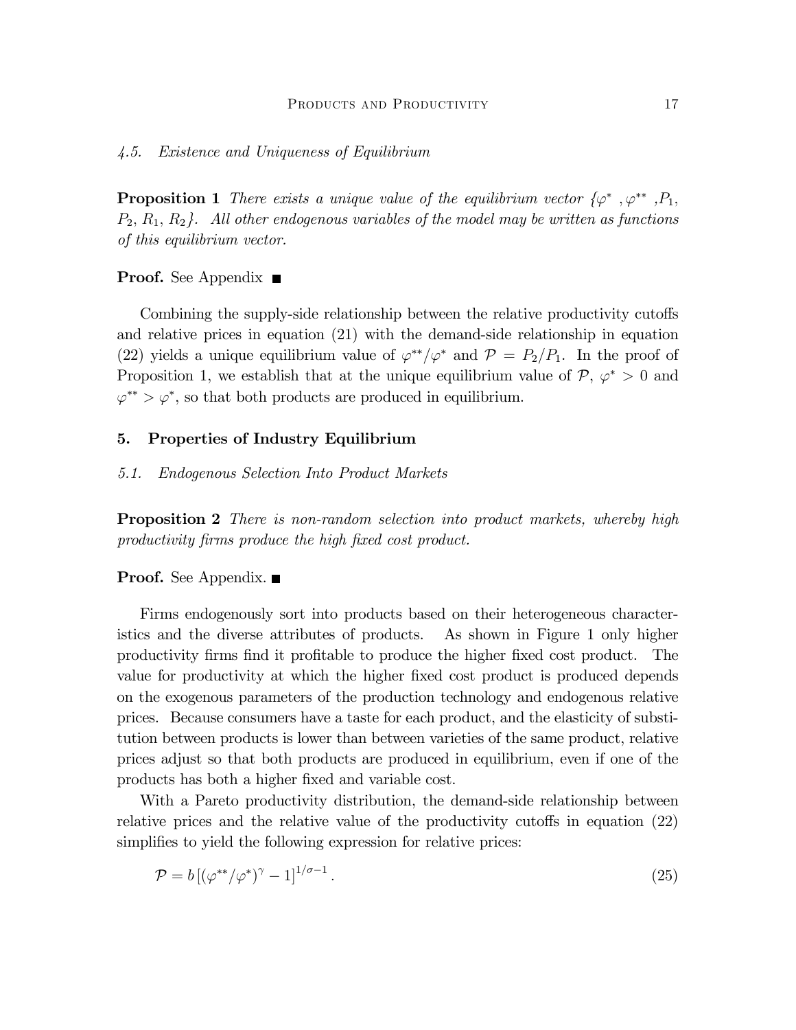### 4.5. Existence and Uniqueness of Equilibrium

**Proposition 1** *There exists a unique value of the equilibrium vector $\{\varphi^*, \varphi^{**}, P_1, P_2, R_1, R_2\}$. All other endogenous variables of the model may be written as functions of this equilibrium vector.*

**Proof.** See Appendix ■

Combining the supply-side relationship between the relative productivity cutoffs and relative prices in equation (21) with the demand-side relationship in equation (22) yields a unique equilibrium value of $\varphi^{**}/\varphi^*$ and $\mathcal{P} = P_2/P_1$. In the proof of Proposition 1, we establish that at the unique equilibrium value of $\mathcal{P}$, $\varphi^* > 0$ and $\varphi^{**} > \varphi^*$, so that both products are produced in equilibrium.

## 5. Properties of Industry Equilibrium

### 5.1. Endogenous Selection Into Product Markets

**Proposition 2** *There is non-random selection into product markets, whereby high productivity firms produce the high fixed cost product.*

**Proof.** See Appendix. ■

Firms endogenously sort into products based on their heterogeneous characteristics and the diverse attributes of products. As shown in Figure 1 only higher productivity firms find it profitable to produce the higher fixed cost product. The value for productivity at which the higher fixed cost product is produced depends on the exogenous parameters of the production technology and endogenous relative prices. Because consumers have a taste for each product, and the elasticity of substitution between products is lower than between varieties of the same product, relative prices adjust so that both products are produced in equilibrium, even if one of the products has both a higher fixed and variable cost.

With a Pareto productivity distribution, the demand-side relationship between relative prices and the relative value of the productivity cutoffs in equation (22) simplifies to yield the following expression for relative prices:

$$\mathcal{P} = b\left[(\varphi^{**}/\varphi^*)^{\gamma} - 1\right]^{1/\sigma-1}. \tag{25}$$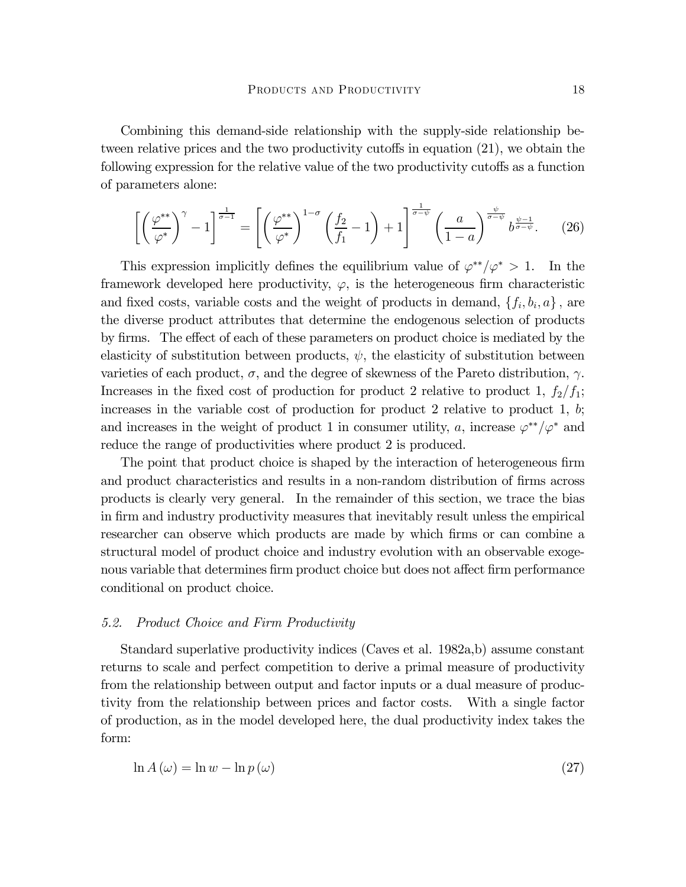Combining this demand-side relationship with the supply-side relationship between relative prices and the two productivity cutoffs in equation (21), we obtain the following expression for the relative value of the two productivity cutoffs as a function of parameters alone:

$$\left[\left(\frac{\varphi^{**}}{\varphi^{*}}\right)^{\gamma}-1\right]^{\frac{1}{\sigma-1}}=\left[\left(\frac{\varphi^{**}}{\varphi^{*}}\right)^{1-\sigma}\left(\frac{f_2}{f_1}-1\right)+1\right]^{\frac{1}{\sigma-\psi}}\left(\frac{a}{1-a}\right)^{\frac{\psi}{\sigma-\psi}}b^{\frac{\psi-1}{\sigma-\psi}}. \qquad (26)$$

This expression implicitly defines the equilibrium value of $\varphi^{**}/\varphi^{*}>1$. In the framework developed here productivity, $\varphi$, is the heterogeneous firm characteristic and fixed costs, variable costs and the weight of products in demand, $\{f_i, b_i, a\}$, are the diverse product attributes that determine the endogenous selection of products by firms. The effect of each of these parameters on product choice is mediated by the elasticity of substitution between products, $\psi$, the elasticity of substitution between varieties of each product, $\sigma$, and the degree of skewness of the Pareto distribution, $\gamma$. Increases in the fixed cost of production for product 2 relative to product 1, $f_2/f_1$; increases in the variable cost of production for product 2 relative to product 1, $b$; and increases in the weight of product 1 in consumer utility, $a$, increase $\varphi^{**}/\varphi^{*}$ and reduce the range of productivities where product 2 is produced.

The point that product choice is shaped by the interaction of heterogeneous firm and product characteristics and results in a non-random distribution of firms across products is clearly very general. In the remainder of this section, we trace the bias in firm and industry productivity measures that inevitably result unless the empirical researcher can observe which products are made by which firms or can combine a structural model of product choice and industry evolution with an observable exogenous variable that determines firm product choice but does not affect firm performance conditional on product choice.

### 5.2. *Product Choice and Firm Productivity*

Standard superlative productivity indices (Caves et al. 1982a,b) assume constant returns to scale and perfect competition to derive a primal measure of productivity from the relationship between output and factor inputs or a dual measure of productivity from the relationship between prices and factor costs. With a single factor of production, as in the model developed here, the dual productivity index takes the form:

$$\ln A(\omega)=\ln w-\ln p(\omega) \qquad (27)$$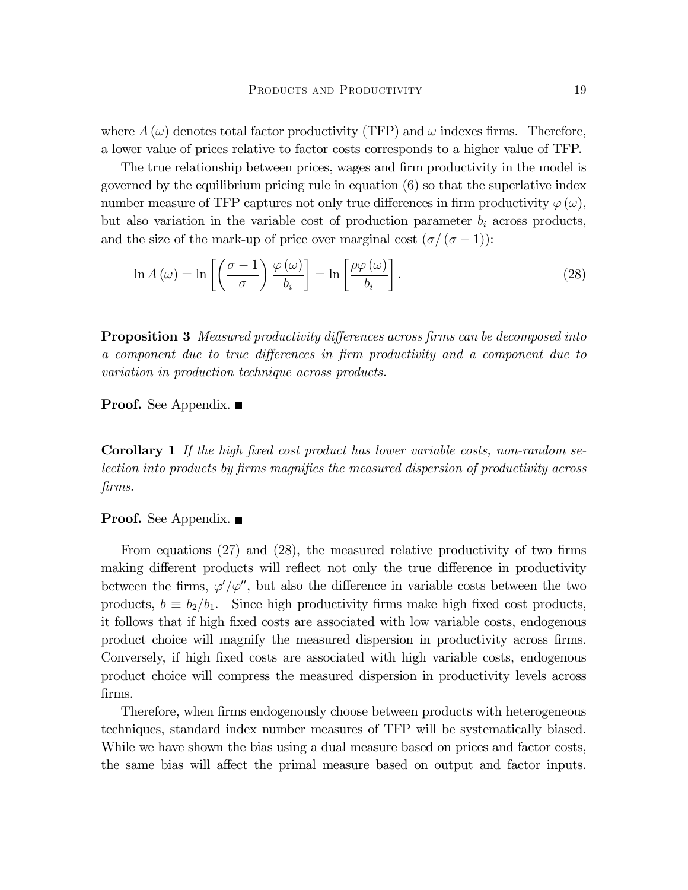where $A(\omega)$ denotes total factor productivity (TFP) and $\omega$ indexes firms. Therefore, a lower value of prices relative to factor costs corresponds to a higher value of TFP.

The true relationship between prices, wages and firm productivity in the model is governed by the equilibrium pricing rule in equation (6) so that the superlative index number measure of TFP captures not only true differences in firm productivity $\varphi(\omega)$, but also variation in the variable cost of production parameter $b_i$ across products, and the size of the mark-up of price over marginal cost $(\sigma/(\sigma-1))$:

$$\ln A(\omega) = \ln\left[\left(\frac{\sigma-1}{\sigma}\right)\frac{\varphi(\omega)}{b_i}\right] = \ln\left[\frac{\rho\varphi(\omega)}{b_i}\right]. \tag{28}$$

**Proposition 3** *Measured productivity differences across firms can be decomposed into a component due to true differences in firm productivity and a component due to variation in production technique across products.*

**Proof.** See Appendix. ■

**Corollary 1** *If the high fixed cost product has lower variable costs, non-random selection into products by firms magnifies the measured dispersion of productivity across firms.*

**Proof.** See Appendix. ■

From equations (27) and (28), the measured relative productivity of two firms making different products will reflect not only the true difference in productivity between the firms, $\varphi'/\varphi''$, but also the difference in variable costs between the two products, $b \equiv b_2/b_1$. Since high productivity firms make high fixed cost products, it follows that if high fixed costs are associated with low variable costs, endogenous product choice will magnify the measured dispersion in productivity across firms. Conversely, if high fixed costs are associated with high variable costs, endogenous product choice will compress the measured dispersion in productivity levels across firms.

Therefore, when firms endogenously choose between products with heterogeneous techniques, standard index number measures of TFP will be systematically biased. While we have shown the bias using a dual measure based on prices and factor costs, the same bias will affect the primal measure based on output and factor inputs.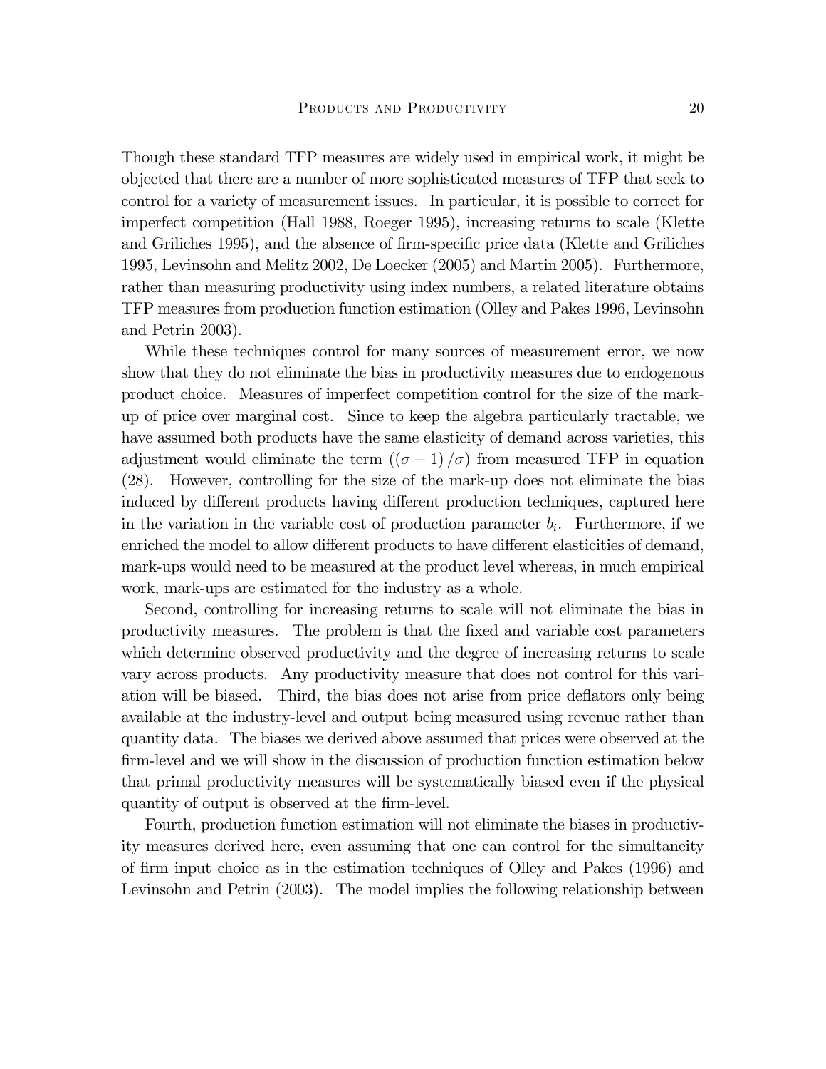Though these standard TFP measures are widely used in empirical work, it might be objected that there are a number of more sophisticated measures of TFP that seek to control for a variety of measurement issues. In particular, it is possible to correct for imperfect competition (Hall 1988, Roeger 1995), increasing returns to scale (Klette and Griliches 1995), and the absence of firm-specific price data (Klette and Griliches 1995, Levinsohn and Melitz 2002, De Loecker (2005) and Martin 2005). Furthermore, rather than measuring productivity using index numbers, a related literature obtains TFP measures from production function estimation (Olley and Pakes 1996, Levinsohn and Petrin 2003).

While these techniques control for many sources of measurement error, we now show that they do not eliminate the bias in productivity measures due to endogenous product choice. Measures of imperfect competition control for the size of the mark-up of price over marginal cost. Since to keep the algebra particularly tractable, we have assumed both products have the same elasticity of demand across varieties, this adjustment would eliminate the term $((\sigma - 1)/\sigma)$ from measured TFP in equation (28). However, controlling for the size of the mark-up does not eliminate the bias induced by different products having different production techniques, captured here in the variation in the variable cost of production parameter $b_i$. Furthermore, if we enriched the model to allow different products to have different elasticities of demand, mark-ups would need to be measured at the product level whereas, in much empirical work, mark-ups are estimated for the industry as a whole.

Second, controlling for increasing returns to scale will not eliminate the bias in productivity measures. The problem is that the fixed and variable cost parameters which determine observed productivity and the degree of increasing returns to scale vary across products. Any productivity measure that does not control for this variation will be biased. Third, the bias does not arise from price deflators only being available at the industry-level and output being measured using revenue rather than quantity data. The biases we derived above assumed that prices were observed at the firm-level and we will show in the discussion of production function estimation below that primal productivity measures will be systematically biased even if the physical quantity of output is observed at the firm-level.

Fourth, production function estimation will not eliminate the biases in productivity measures derived here, even assuming that one can control for the simultaneity of firm input choice as in the estimation techniques of Olley and Pakes (1996) and Levinsohn and Petrin (2003). The model implies the following relationship between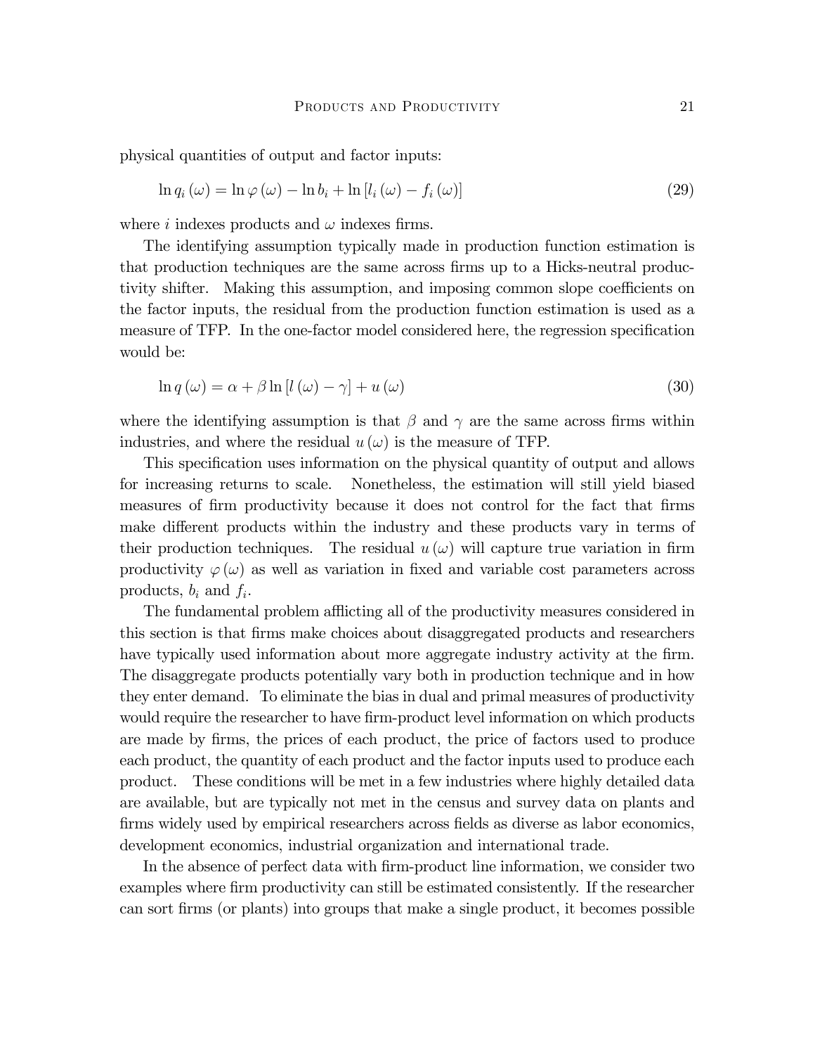physical quantities of output and factor inputs:

$$\ln q_i(\omega) = \ln \varphi(\omega) - \ln b_i + \ln [l_i(\omega) - f_i(\omega)] \tag{29}$$

where $i$ indexes products and $\omega$ indexes firms.

The identifying assumption typically made in production function estimation is that production techniques are the same across firms up to a Hicks-neutral productivity shifter. Making this assumption, and imposing common slope coefficients on the factor inputs, the residual from the production function estimation is used as a measure of TFP. In the one-factor model considered here, the regression specification would be:

$$\ln q(\omega) = \alpha + \beta \ln [l(\omega) - \gamma] + u(\omega) \tag{30}$$

where the identifying assumption is that $\beta$ and $\gamma$ are the same across firms within industries, and where the residual $u(\omega)$ is the measure of TFP.

This specification uses information on the physical quantity of output and allows for increasing returns to scale. Nonetheless, the estimation will still yield biased measures of firm productivity because it does not control for the fact that firms make different products within the industry and these products vary in terms of their production techniques. The residual $u(\omega)$ will capture true variation in firm productivity $\varphi(\omega)$ as well as variation in fixed and variable cost parameters across products, $b_i$ and $f_i$.

The fundamental problem afflicting all of the productivity measures considered in this section is that firms make choices about disaggregated products and researchers have typically used information about more aggregate industry activity at the firm. The disaggregate products potentially vary both in production technique and in how they enter demand. To eliminate the bias in dual and primal measures of productivity would require the researcher to have firm-product level information on which products are made by firms, the prices of each product, the price of factors used to produce each product, the quantity of each product and the factor inputs used to produce each product. These conditions will be met in a few industries where highly detailed data are available, but are typically not met in the census and survey data on plants and firms widely used by empirical researchers across fields as diverse as labor economics, development economics, industrial organization and international trade.

In the absence of perfect data with firm-product line information, we consider two examples where firm productivity can still be estimated consistently. If the researcher can sort firms (or plants) into groups that make a single product, it becomes possible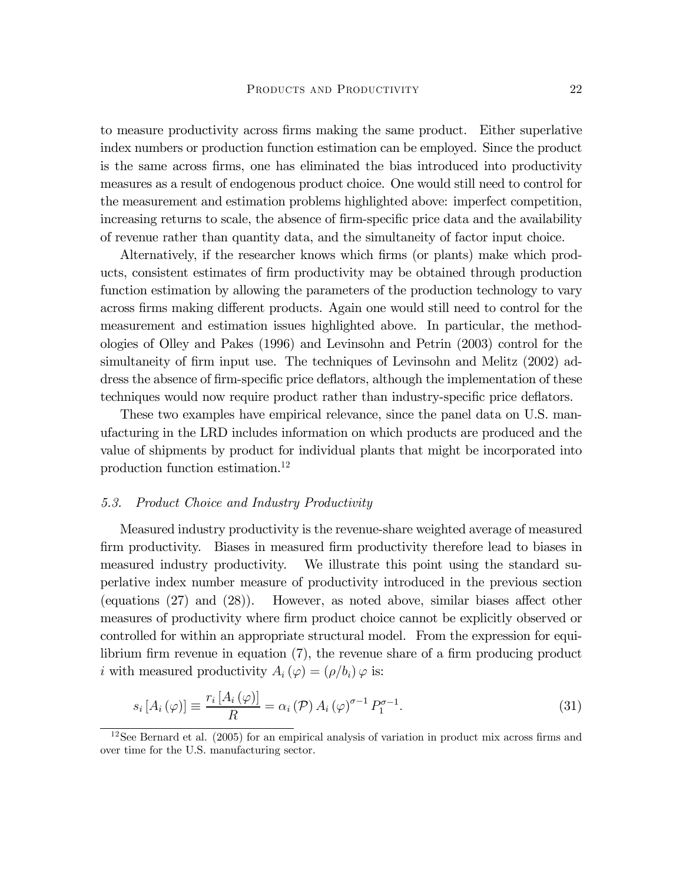to measure productivity across firms making the same product. Either superlative index numbers or production function estimation can be employed. Since the product is the same across firms, one has eliminated the bias introduced into productivity measures as a result of endogenous product choice. One would still need to control for the measurement and estimation problems highlighted above: imperfect competition, increasing returns to scale, the absence of firm-specific price data and the availability of revenue rather than quantity data, and the simultaneity of factor input choice.

Alternatively, if the researcher knows which firms (or plants) make which products, consistent estimates of firm productivity may be obtained through production function estimation by allowing the parameters of the production technology to vary across firms making different products. Again one would still need to control for the measurement and estimation issues highlighted above. In particular, the methodologies of Olley and Pakes (1996) and Levinsohn and Petrin (2003) control for the simultaneity of firm input use. The techniques of Levinsohn and Melitz (2002) address the absence of firm-specific price deflators, although the implementation of these techniques would now require product rather than industry-specific price deflators.

These two examples have empirical relevance, since the panel data on U.S. manufacturing in the LRD includes information on which products are produced and the value of shipments by product for individual plants that might be incorporated into production function estimation.[12]

### 5.3. *Product Choice and Industry Productivity*

Measured industry productivity is the revenue-share weighted average of measured firm productivity. Biases in measured firm productivity therefore lead to biases in measured industry productivity. We illustrate this point using the standard superlative index number measure of productivity introduced in the previous section (equations (27) and (28)). However, as noted above, similar biases affect other measures of productivity where firm product choice cannot be explicitly observed or controlled for within an appropriate structural model. From the expression for equilibrium firm revenue in equation (7), the revenue share of a firm producing product $i$ with measured productivity $A_i(\varphi) = (\rho/b_i)\varphi$ is:

$$s_i[A_i(\varphi)] \equiv \frac{r_i[A_i(\varphi)]}{R} = \alpha_i(\mathcal{P}) A_i(\varphi)^{\sigma-1} P_1^{\sigma-1}. \tag{31}$$

[12] See Bernard et al. (2005) for an empirical analysis of variation in product mix across firms and over time for the U.S. manufacturing sector.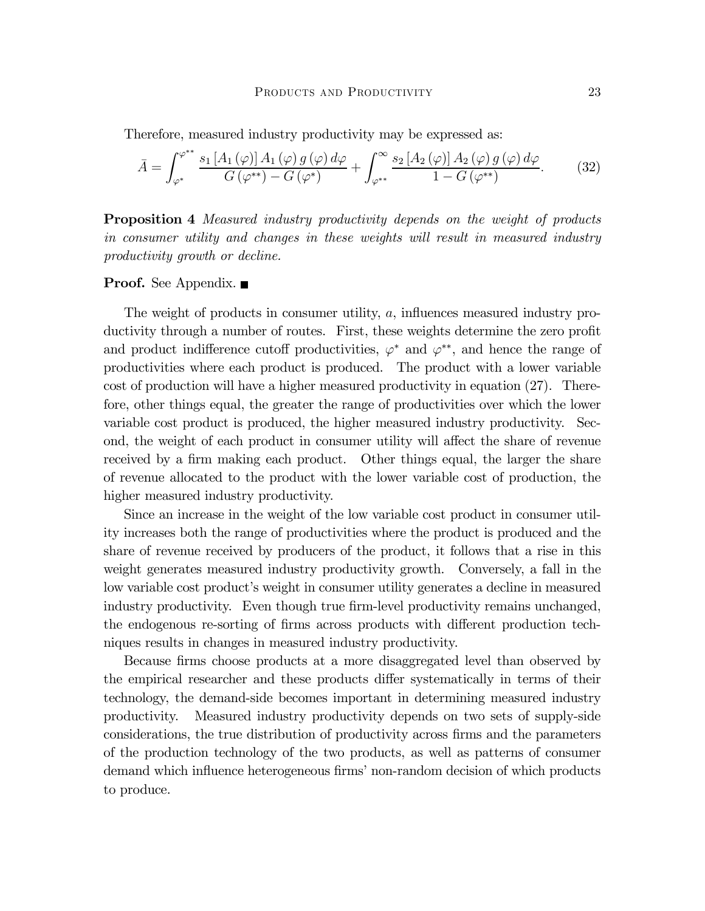Therefore, measured industry productivity may be expressed as:

$$\bar{A} = \int_{\varphi^*}^{\varphi^{**}} \frac{s_1 \left[A_1(\varphi)\right] A_1(\varphi)\, g(\varphi)\, d\varphi}{G(\varphi^{**}) - G(\varphi^*)} + \int_{\varphi^{**}}^{\infty} \frac{s_2 \left[A_2(\varphi)\right] A_2(\varphi)\, g(\varphi)\, d\varphi}{1 - G(\varphi^{**})}. \tag{32}$$

**Proposition 4** *Measured industry productivity depends on the weight of products in consumer utility and changes in these weights will result in measured industry productivity growth or decline.*

**Proof.** See Appendix. ■

The weight of products in consumer utility, $a$, influences measured industry productivity through a number of routes. First, these weights determine the zero profit and product indifference cutoff productivities, $\varphi^*$ and $\varphi^{**}$, and hence the range of productivities where each product is produced. The product with a lower variable cost of production will have a higher measured productivity in equation (27). Therefore, other things equal, the greater the range of productivities over which the lower variable cost product is produced, the higher measured industry productivity. Second, the weight of each product in consumer utility will affect the share of revenue received by a firm making each product. Other things equal, the larger the share of revenue allocated to the product with the lower variable cost of production, the higher measured industry productivity.

Since an increase in the weight of the low variable cost product in consumer utility increases both the range of productivities where the product is produced and the share of revenue received by producers of the product, it follows that a rise in this weight generates measured industry productivity growth. Conversely, a fall in the low variable cost product's weight in consumer utility generates a decline in measured industry productivity. Even though true firm-level productivity remains unchanged, the endogenous re-sorting of firms across products with different production techniques results in changes in measured industry productivity.

Because firms choose products at a more disaggregated level than observed by the empirical researcher and these products differ systematically in terms of their technology, the demand-side becomes important in determining measured industry productivity. Measured industry productivity depends on two sets of supply-side considerations, the true distribution of productivity across firms and the parameters of the production technology of the two products, as well as patterns of consumer demand which influence heterogeneous firms' non-random decision of which products to produce.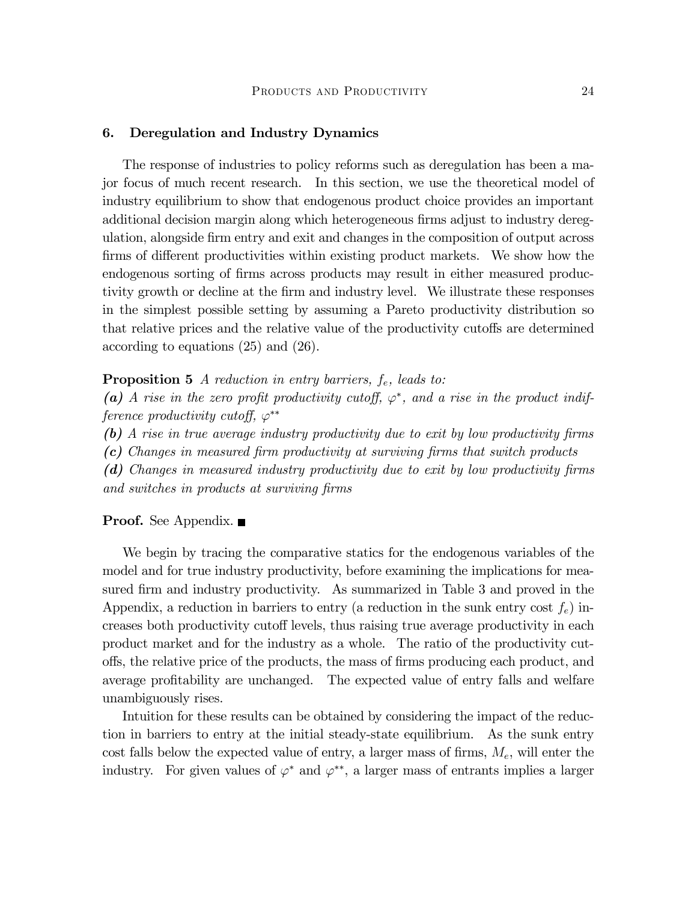## 6. Deregulation and Industry Dynamics

The response of industries to policy reforms such as deregulation has been a major focus of much recent research. In this section, we use the theoretical model of industry equilibrium to show that endogenous product choice provides an important additional decision margin along which heterogeneous firms adjust to industry deregulation, alongside firm entry and exit and changes in the composition of output across firms of different productivities within existing product markets. We show how the endogenous sorting of firms across products may result in either measured productivity growth or decline at the firm and industry level. We illustrate these responses in the simplest possible setting by assuming a Pareto productivity distribution so that relative prices and the relative value of the productivity cutoffs are determined according to equations (25) and (26).

**Proposition 5** *A reduction in entry barriers, $f_e$, leads to:*
***(a)*** *A rise in the zero profit productivity cutoff, $\varphi^*$, and a rise in the product indifference productivity cutoff, $\varphi^{**}$*
***(b)*** *A rise in true average industry productivity due to exit by low productivity firms*
***(c)*** *Changes in measured firm productivity at surviving firms that switch products*
***(d)*** *Changes in measured industry productivity due to exit by low productivity firms and switches in products at surviving firms*

**Proof.** See Appendix. ■

We begin by tracing the comparative statics for the endogenous variables of the model and for true industry productivity, before examining the implications for measured firm and industry productivity. As summarized in Table 3 and proved in the Appendix, a reduction in barriers to entry (a reduction in the sunk entry cost $f_e$) increases both productivity cutoff levels, thus raising true average productivity in each product market and for the industry as a whole. The ratio of the productivity cutoffs, the relative price of the products, the mass of firms producing each product, and average profitability are unchanged. The expected value of entry falls and welfare unambiguously rises.

Intuition for these results can be obtained by considering the impact of the reduction in barriers to entry at the initial steady-state equilibrium. As the sunk entry cost falls below the expected value of entry, a larger mass of firms, $M_e$, will enter the industry. For given values of $\varphi^*$ and $\varphi^{**}$, a larger mass of entrants implies a larger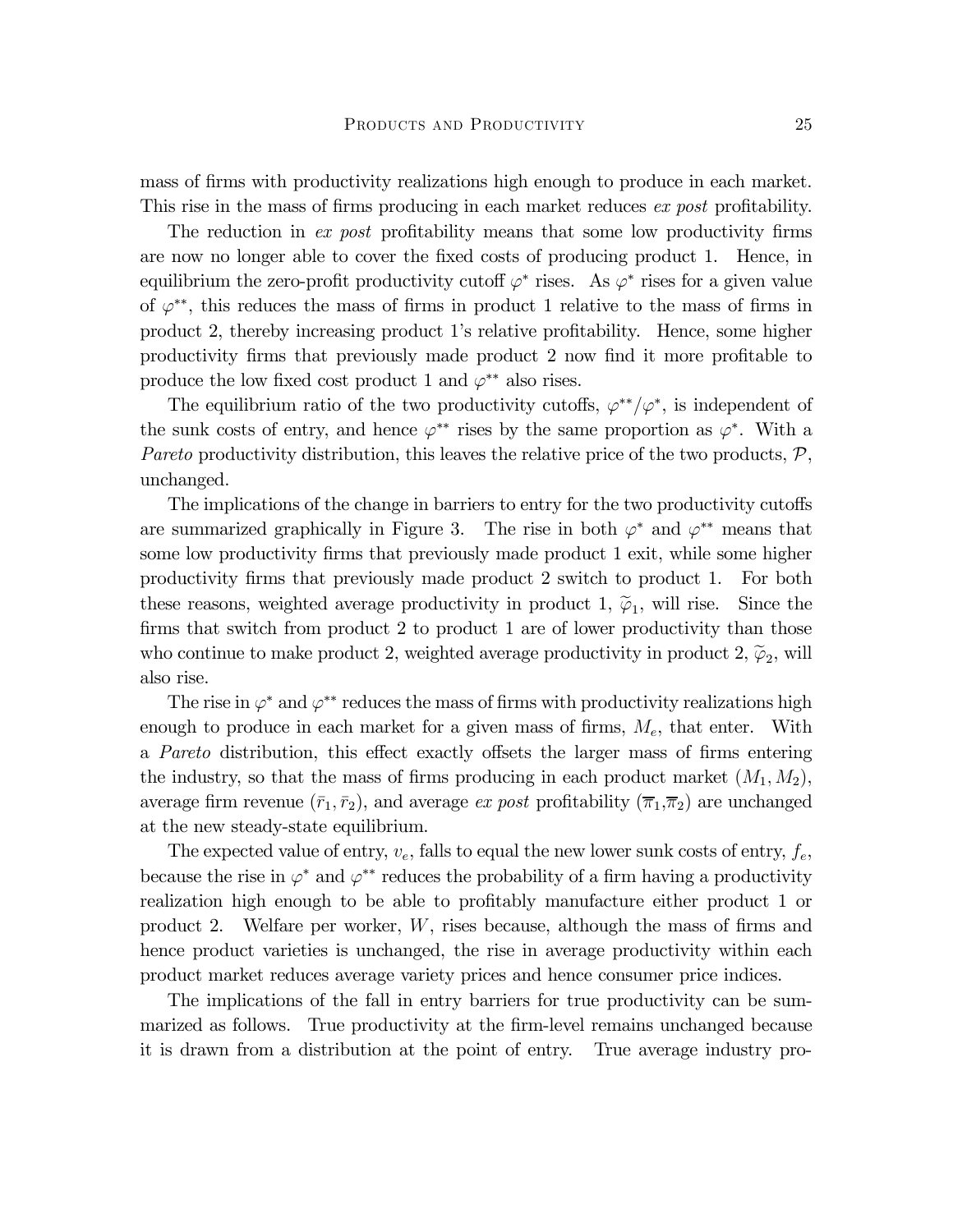mass of firms with productivity realizations high enough to produce in each market. This rise in the mass of firms producing in each market reduces *ex post* profitability.

The reduction in *ex post* profitability means that some low productivity firms are now no longer able to cover the fixed costs of producing product 1. Hence, in equilibrium the zero-profit productivity cutoff $\varphi^*$ rises. As $\varphi^*$ rises for a given value of $\varphi^{**}$, this reduces the mass of firms in product 1 relative to the mass of firms in product 2, thereby increasing product 1's relative profitability. Hence, some higher productivity firms that previously made product 2 now find it more profitable to produce the low fixed cost product 1 and $\varphi^{**}$ also rises.

The equilibrium ratio of the two productivity cutoffs, $\varphi^{**}/\varphi^*$, is independent of the sunk costs of entry, and hence $\varphi^{**}$ rises by the same proportion as $\varphi^*$. With a *Pareto* productivity distribution, this leaves the relative price of the two products, $\mathcal{P}$, unchanged.

The implications of the change in barriers to entry for the two productivity cutoffs are summarized graphically in Figure 3. The rise in both $\varphi^*$ and $\varphi^{**}$ means that some low productivity firms that previously made product 1 exit, while some higher productivity firms that previously made product 2 switch to product 1. For both these reasons, weighted average productivity in product 1, $\widetilde{\varphi}_1$, will rise. Since the firms that switch from product 2 to product 1 are of lower productivity than those who continue to make product 2, weighted average productivity in product 2, $\widetilde{\varphi}_2$, will also rise.

The rise in $\varphi^*$ and $\varphi^{**}$ reduces the mass of firms with productivity realizations high enough to produce in each market for a given mass of firms, $M_e$, that enter. With a *Pareto* distribution, this effect exactly offsets the larger mass of firms entering the industry, so that the mass of firms producing in each product market $(M_1, M_2)$, average firm revenue $(\bar{r}_1, \bar{r}_2)$, and average *ex post* profitability $(\overline{\pi}_1, \overline{\pi}_2)$ are unchanged at the new steady-state equilibrium.

The expected value of entry, $v_e$, falls to equal the new lower sunk costs of entry, $f_e$, because the rise in $\varphi^*$ and $\varphi^{**}$ reduces the probability of a firm having a productivity realization high enough to be able to profitably manufacture either product 1 or product 2. Welfare per worker, $W$, rises because, although the mass of firms and hence product varieties is unchanged, the rise in average productivity within each product market reduces average variety prices and hence consumer price indices.

The implications of the fall in entry barriers for true productivity can be summarized as follows. True productivity at the firm-level remains unchanged because it is drawn from a distribution at the point of entry. True average industry pro-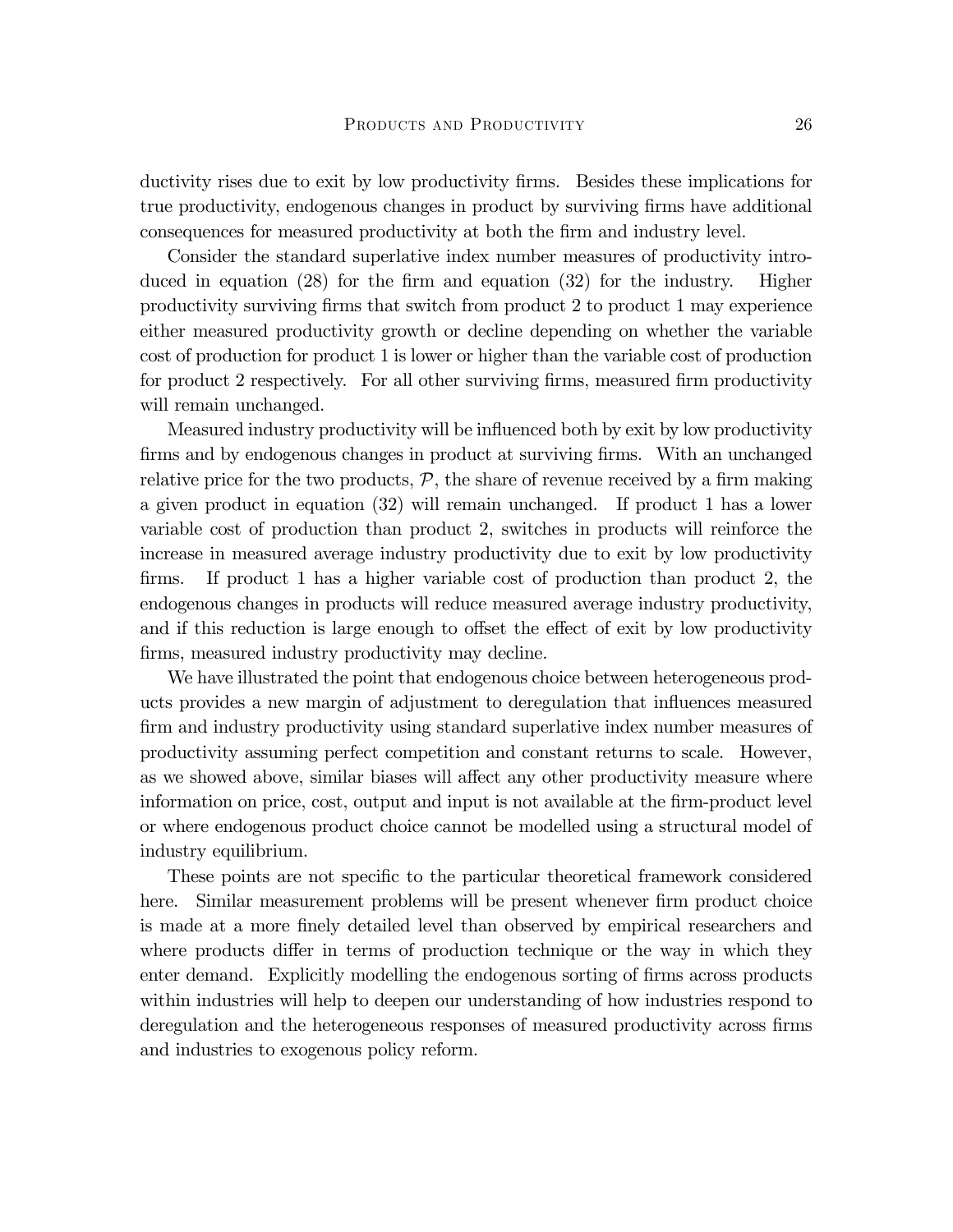ductivity rises due to exit by low productivity firms. Besides these implications for true productivity, endogenous changes in product by surviving firms have additional consequences for measured productivity at both the firm and industry level.

Consider the standard superlative index number measures of productivity introduced in equation (28) for the firm and equation (32) for the industry. Higher productivity surviving firms that switch from product 2 to product 1 may experience either measured productivity growth or decline depending on whether the variable cost of production for product 1 is lower or higher than the variable cost of production for product 2 respectively. For all other surviving firms, measured firm productivity will remain unchanged.

Measured industry productivity will be influenced both by exit by low productivity firms and by endogenous changes in product at surviving firms. With an unchanged relative price for the two products, $\mathcal{P}$, the share of revenue received by a firm making a given product in equation (32) will remain unchanged. If product 1 has a lower variable cost of production than product 2, switches in products will reinforce the increase in measured average industry productivity due to exit by low productivity firms. If product 1 has a higher variable cost of production than product 2, the endogenous changes in products will reduce measured average industry productivity, and if this reduction is large enough to offset the effect of exit by low productivity firms, measured industry productivity may decline.

We have illustrated the point that endogenous choice between heterogeneous products provides a new margin of adjustment to deregulation that influences measured firm and industry productivity using standard superlative index number measures of productivity assuming perfect competition and constant returns to scale. However, as we showed above, similar biases will affect any other productivity measure where information on price, cost, output and input is not available at the firm-product level or where endogenous product choice cannot be modelled using a structural model of industry equilibrium.

These points are not specific to the particular theoretical framework considered here. Similar measurement problems will be present whenever firm product choice is made at a more finely detailed level than observed by empirical researchers and where products differ in terms of production technique or the way in which they enter demand. Explicitly modelling the endogenous sorting of firms across products within industries will help to deepen our understanding of how industries respond to deregulation and the heterogeneous responses of measured productivity across firms and industries to exogenous policy reform.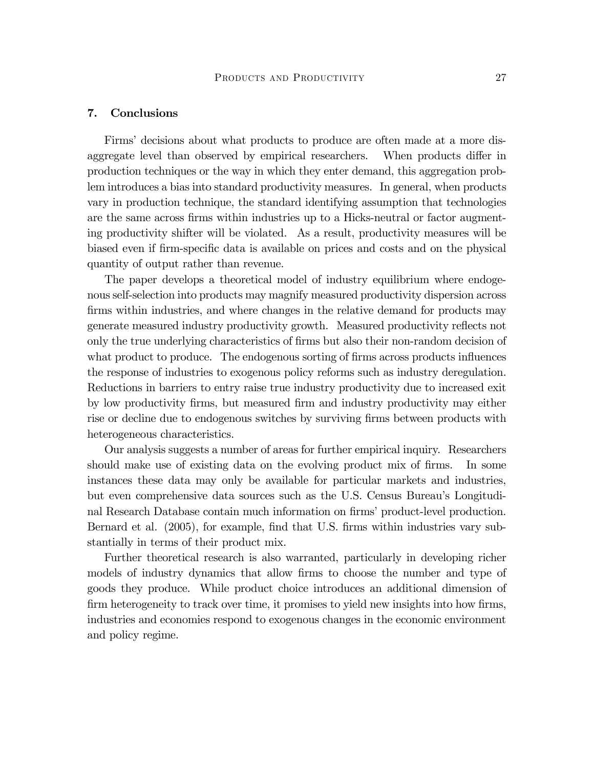## 7. Conclusions

Firms' decisions about what products to produce are often made at a more disaggregate level than observed by empirical researchers. When products differ in production techniques or the way in which they enter demand, this aggregation problem introduces a bias into standard productivity measures. In general, when products vary in production technique, the standard identifying assumption that technologies are the same across firms within industries up to a Hicks-neutral or factor augmenting productivity shifter will be violated. As a result, productivity measures will be biased even if firm-specific data is available on prices and costs and on the physical quantity of output rather than revenue.

The paper develops a theoretical model of industry equilibrium where endogenous self-selection into products may magnify measured productivity dispersion across firms within industries, and where changes in the relative demand for products may generate measured industry productivity growth. Measured productivity reflects not only the true underlying characteristics of firms but also their non-random decision of what product to produce. The endogenous sorting of firms across products influences the response of industries to exogenous policy reforms such as industry deregulation. Reductions in barriers to entry raise true industry productivity due to increased exit by low productivity firms, but measured firm and industry productivity may either rise or decline due to endogenous switches by surviving firms between products with heterogeneous characteristics.

Our analysis suggests a number of areas for further empirical inquiry. Researchers should make use of existing data on the evolving product mix of firms. In some instances these data may only be available for particular markets and industries, but even comprehensive data sources such as the U.S. Census Bureau's Longitudinal Research Database contain much information on firms' product-level production. Bernard et al. (2005), for example, find that U.S. firms within industries vary substantially in terms of their product mix.

Further theoretical research is also warranted, particularly in developing richer models of industry dynamics that allow firms to choose the number and type of goods they produce. While product choice introduces an additional dimension of firm heterogeneity to track over time, it promises to yield new insights into how firms, industries and economies respond to exogenous changes in the economic environment and policy regime.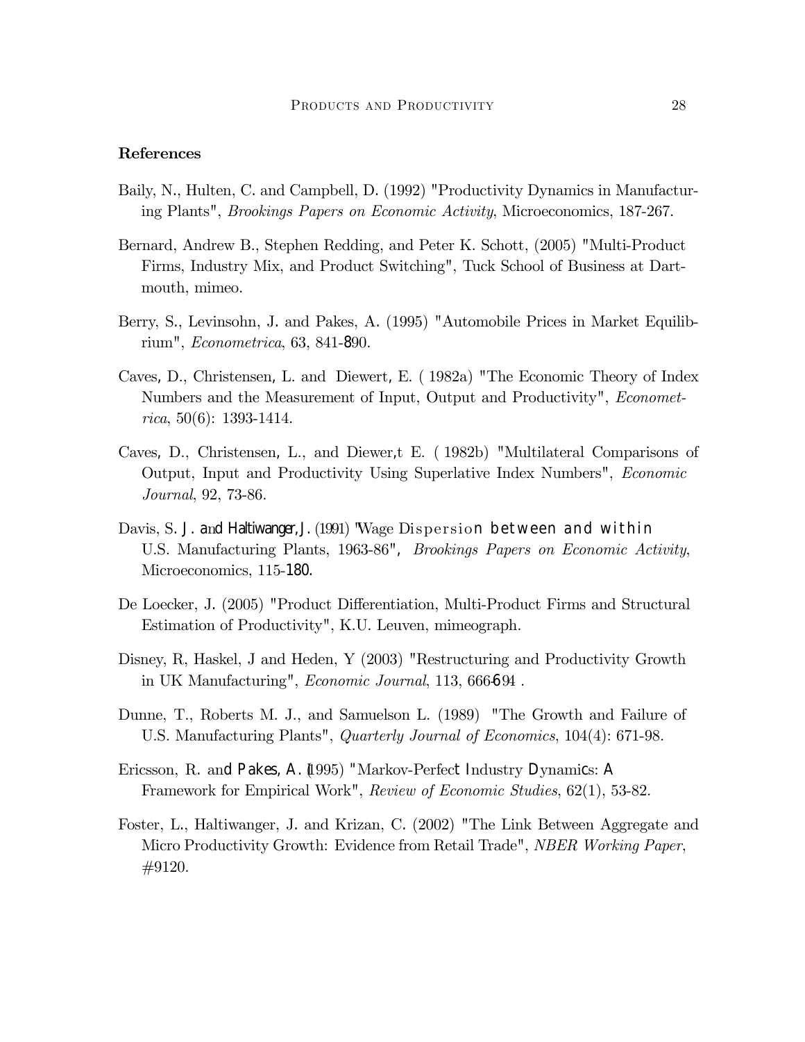## References

Baily, N., Hulten, C. and Campbell, D. (1992) "Productivity Dynamics in Manufacturing Plants", *Brookings Papers on Economic Activity*, Microeconomics, 187-267.

Bernard, Andrew B., Stephen Redding, and Peter K. Schott, (2005) "Multi-Product Firms, Industry Mix, and Product Switching", Tuck School of Business at Dartmouth, mimeo.

Berry, S., Levinsohn, J. and Pakes, A. (1995) "Automobile Prices in Market Equilibrium", *Econometrica*, 63, 841-890.

Caves, D., Christensen, L. and Diewert, E. ( 1982a) "The Economic Theory of Index Numbers and the Measurement of Input, Output and Productivity", *Econometrica*, 50(6): 1393-1414.

Caves, D., Christensen, L., and Diewer,t E. ( 1982b) "Multilateral Comparisons of Output, Input and Productivity Using Superlative Index Numbers", *Economic Journal*, 92, 73-86.

Davis, S. J. and Haltiwanger, J. (1991) "Wage Dispersion between and within U.S. Manufacturing Plants, 1963-86", *Brookings Papers on Economic Activity*, Microeconomics, 115-180.

De Loecker, J. (2005) "Product Differentiation, Multi-Product Firms and Structural Estimation of Productivity", K.U. Leuven, mimeograph.

Disney, R, Haskel, J and Heden, Y (2003) "Restructuring and Productivity Growth in UK Manufacturing", *Economic Journal*, 113, 666-694 .

Dunne, T., Roberts M. J., and Samuelson L. (1989) "The Growth and Failure of U.S. Manufacturing Plants", *Quarterly Journal of Economics*, 104(4): 671-98.

Ericsson, R. and Pakes, A. (1995) "Markov-Perfect Industry Dynamics: A Framework for Empirical Work", *Review of Economic Studies*, 62(1), 53-82.

Foster, L., Haltiwanger, J. and Krizan, C. (2002) "The Link Between Aggregate and Micro Productivity Growth: Evidence from Retail Trade", *NBER Working Paper*, #9120.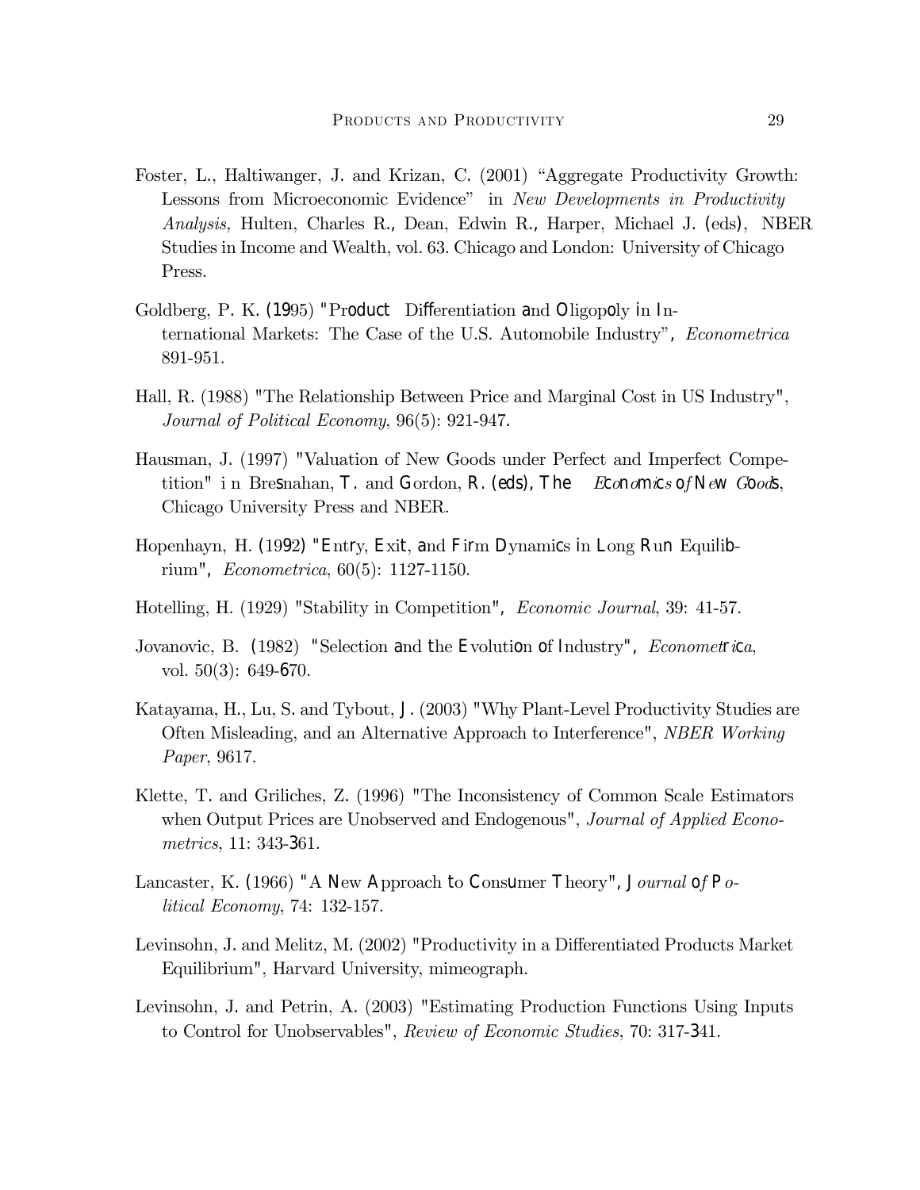Foster, L., Haltiwanger, J. and Krizan, C. (2001) "Aggregate Productivity Growth: Lessons from Microeconomic Evidence" in *New Developments in Productivity Analysis,* Hulten, Charles R., Dean, Edwin R., Harper, Michael J. (eds), NBER Studies in Income and Wealth, vol. 63. Chicago and London: University of Chicago Press.

Goldberg, P. K. (1995) "Product Differentiation and Oligopoly in International Markets: The Case of the U.S. Automobile Industry", *Econometrica* 891-951.

Hall, R. (1988) "The Relationship Between Price and Marginal Cost in US Industry", *Journal of Political Economy*, 96(5): 921-947.

Hausman, J. (1997) "Valuation of New Goods under Perfect and Imperfect Competition" in Bresnahan, T. and Gordon, R. (eds), The *Economics of New Goods*, Chicago University Press and NBER.

Hopenhayn, H. (1992) "Entry, Exit, and Firm Dynamics in Long Run Equilibrium", *Econometrica*, 60(5): 1127-1150.

Hotelling, H. (1929) "Stability in Competition", *Economic Journal*, 39: 41-57.

Jovanovic, B. (1982) "Selection and the Evolution of Industry", *Econometrica*, vol. 50(3): 649-670.

Katayama, H., Lu, S. and Tybout, J. (2003) "Why Plant-Level Productivity Studies are Often Misleading, and an Alternative Approach to Interference", *NBER Working Paper*, 9617.

Klette, T. and Griliches, Z. (1996) "The Inconsistency of Common Scale Estimators when Output Prices are Unobserved and Endogenous", *Journal of Applied Econometrics*, 11: 343-361.

Lancaster, K. (1966) "A New Approach to Consumer Theory", *Journal of Political Economy*, 74: 132-157.

Levinsohn, J. and Melitz, M. (2002) "Productivity in a Differentiated Products Market Equilibrium", Harvard University, mimeograph.

Levinsohn, J. and Petrin, A. (2003) "Estimating Production Functions Using Inputs to Control for Unobservables", *Review of Economic Studies*, 70: 317-341.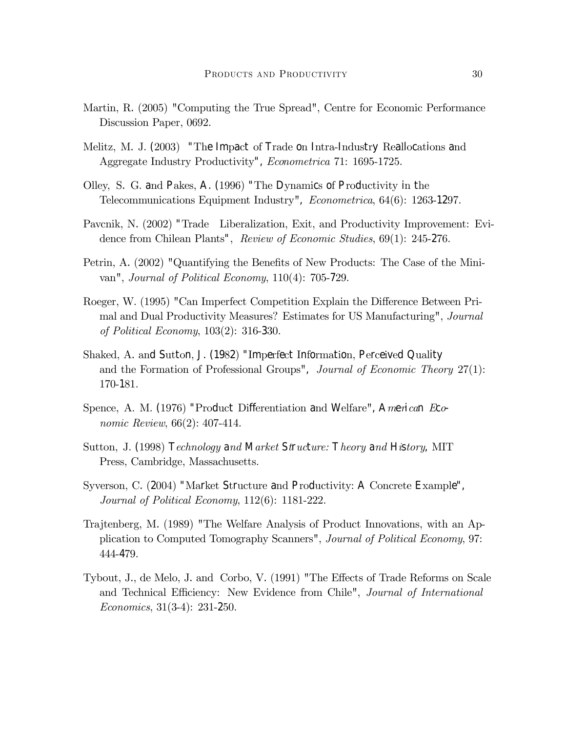Martin, R. (2005) "Computing the True Spread", Centre for Economic Performance Discussion Paper, 0692.

Melitz, M. J. (2003) "The Impact of Trade on Intra-Industry Reallocations and Aggregate Industry Productivity", *Econometrica* 71: 1695-1725.

Olley, S. G. and Pakes, A. (1996) "The Dynamics of Productivity in the Telecommunications Equipment Industry", *Econometrica*, 64(6): 1263-1297.

Pavcnik, N. (2002) "Trade Liberalization, Exit, and Productivity Improvement: Evidence from Chilean Plants", *Review of Economic Studies*, 69(1): 245-276.

Petrin, A. (2002) "Quantifying the Benefits of New Products: The Case of the Minivan", *Journal of Political Economy*, 110(4): 705-729.

Roeger, W. (1995) "Can Imperfect Competition Explain the Difference Between Primal and Dual Productivity Measures? Estimates for US Manufacturing", *Journal of Political Economy*, 103(2): 316-330.

Shaked, A. and Sutton, J. (1982) "Imperfect Information, Perceived Quality and the Formation of Professional Groups", *Journal of Economic Theory* 27(1): 170-181.

Spence, A. M. (1976) "Product Differentiation and Welfare", *American Economic Review*, 66(2): 407-414.

Sutton, J. (1998) *Technology and Market Structure: Theory and History*, MIT Press, Cambridge, Massachusetts.

Syverson, C. (2004) "Market Structure and Productivity: A Concrete Example", *Journal of Political Economy*, 112(6): 1181-222.

Trajtenberg, M. (1989) "The Welfare Analysis of Product Innovations, with an Application to Computed Tomography Scanners", *Journal of Political Economy*, 97: 444-479.

Tybout, J., de Melo, J. and Corbo, V. (1991) "The Effects of Trade Reforms on Scale and Technical Efficiency: New Evidence from Chile", *Journal of International Economics*, 31(3-4): 231-250.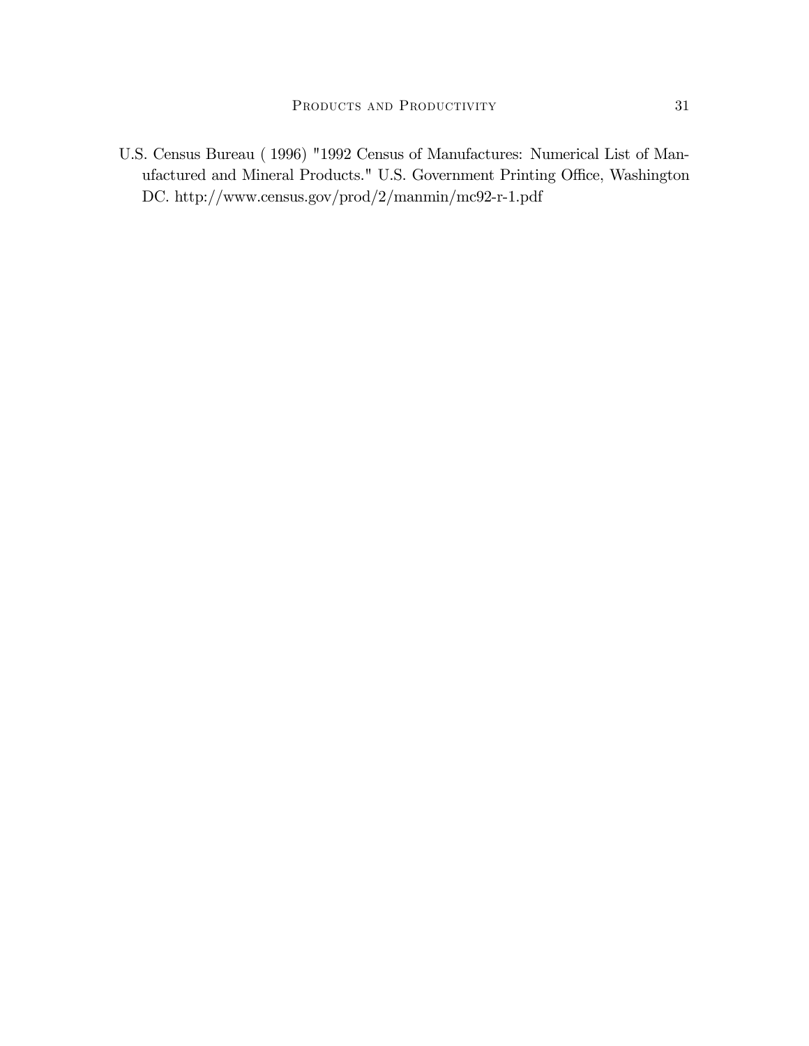U.S. Census Bureau ( 1996) "1992 Census of Manufactures: Numerical List of Manufactured and Mineral Products." U.S. Government Printing Office, Washington DC. http://www.census.gov/prod/2/manmin/mc92-r-1.pdf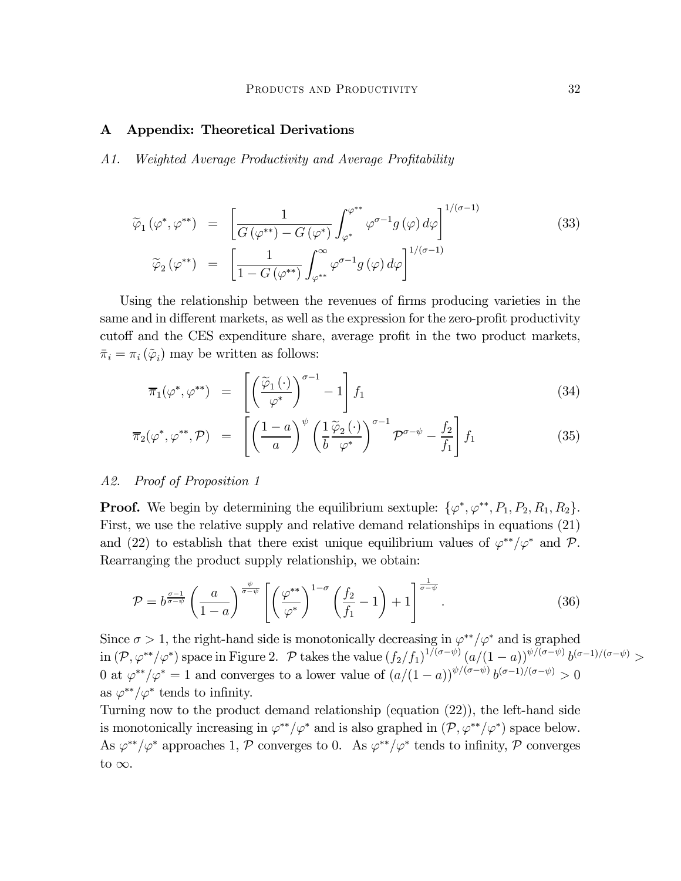## A Appendix: Theoretical Derivations

*A1. Weighted Average Productivity and Average Profitability*

$$
\begin{aligned}
\widetilde{\varphi}_1(\varphi^*, \varphi^{**}) &= \left[\frac{1}{G(\varphi^{**}) - G(\varphi^*)}\int_{\varphi^*}^{\varphi^{**}} \varphi^{\sigma-1} g(\varphi)\, d\varphi\right]^{1/(\sigma-1)} \\
\widetilde{\varphi}_2(\varphi^{**}) &= \left[\frac{1}{1 - G(\varphi^{**})}\int_{\varphi^{**}}^{\infty} \varphi^{\sigma-1} g(\varphi)\, d\varphi\right]^{1/(\sigma-1)}
\end{aligned}
\tag{33}
$$

Using the relationship between the revenues of firms producing varieties in the same and in different markets, as well as the expression for the zero-profit productivity cutoff and the CES expenditure share, average profit in the two product markets, $\bar{\pi}_i = \pi_i(\tilde{\varphi}_i)$ may be written as follows:

$$
\overline{\pi}_1(\varphi^*, \varphi^{**}) = \left[\left(\frac{\widetilde{\varphi}_1(\cdot)}{\varphi^*}\right)^{\sigma-1} - 1\right] f_1 \tag{34}
$$

$$
\overline{\pi}_2(\varphi^*, \varphi^{**}, \mathcal{P}) = \left[\left(\frac{1-a}{a}\right)^{\psi}\left(\frac{1}{b}\frac{\widetilde{\varphi}_2(\cdot)}{\varphi^*}\right)^{\sigma-1}\mathcal{P}^{\sigma-\psi} - \frac{f_2}{f_1}\right] f_1 \tag{35}
$$

*A2. Proof of Proposition 1*

**Proof.** We begin by determining the equilibrium sextuple: $\{\varphi^*, \varphi^{**}, P_1, P_2, R_1, R_2\}$. First, we use the relative supply and relative demand relationships in equations (21) and (22) to establish that there exist unique equilibrium values of $\varphi^{**}/\varphi^*$ and $\mathcal{P}$. Rearranging the product supply relationship, we obtain:

$$
\mathcal{P} = b^{\frac{\sigma-1}{\sigma-\psi}}\left(\frac{a}{1-a}\right)^{\frac{\psi}{\sigma-\psi}}\left[\left(\frac{\varphi^{**}}{\varphi^*}\right)^{1-\sigma}\left(\frac{f_2}{f_1} - 1\right) + 1\right]^{\frac{1}{\sigma-\psi}}. \tag{36}
$$

Since $\sigma > 1$, the right-hand side is monotonically decreasing in $\varphi^{**}/\varphi^*$ and is graphed in $(\mathcal{P}, \varphi^{**}/\varphi^*)$ space in Figure 2. $\mathcal{P}$ takes the value $(f_2/f_1)^{1/(\sigma-\psi)}(a/(1-a))^{\psi/(\sigma-\psi)}b^{(\sigma-1)/(\sigma-\psi)} > 0$ at $\varphi^{**}/\varphi^* = 1$ and converges to a lower value of $(a/(1-a))^{\psi/(\sigma-\psi)}b^{(\sigma-1)/(\sigma-\psi)} > 0$ as $\varphi^{**}/\varphi^*$ tends to infinity.

Turning now to the product demand relationship (equation (22)), the left-hand side is monotonically increasing in $\varphi^{**}/\varphi^*$ and is also graphed in $(\mathcal{P}, \varphi^{**}/\varphi^*)$ space below. As $\varphi^{**}/\varphi^*$ approaches 1, $\mathcal{P}$ converges to 0. As $\varphi^{**}/\varphi^*$ tends to infinity, $\mathcal{P}$ converges to $\infty$.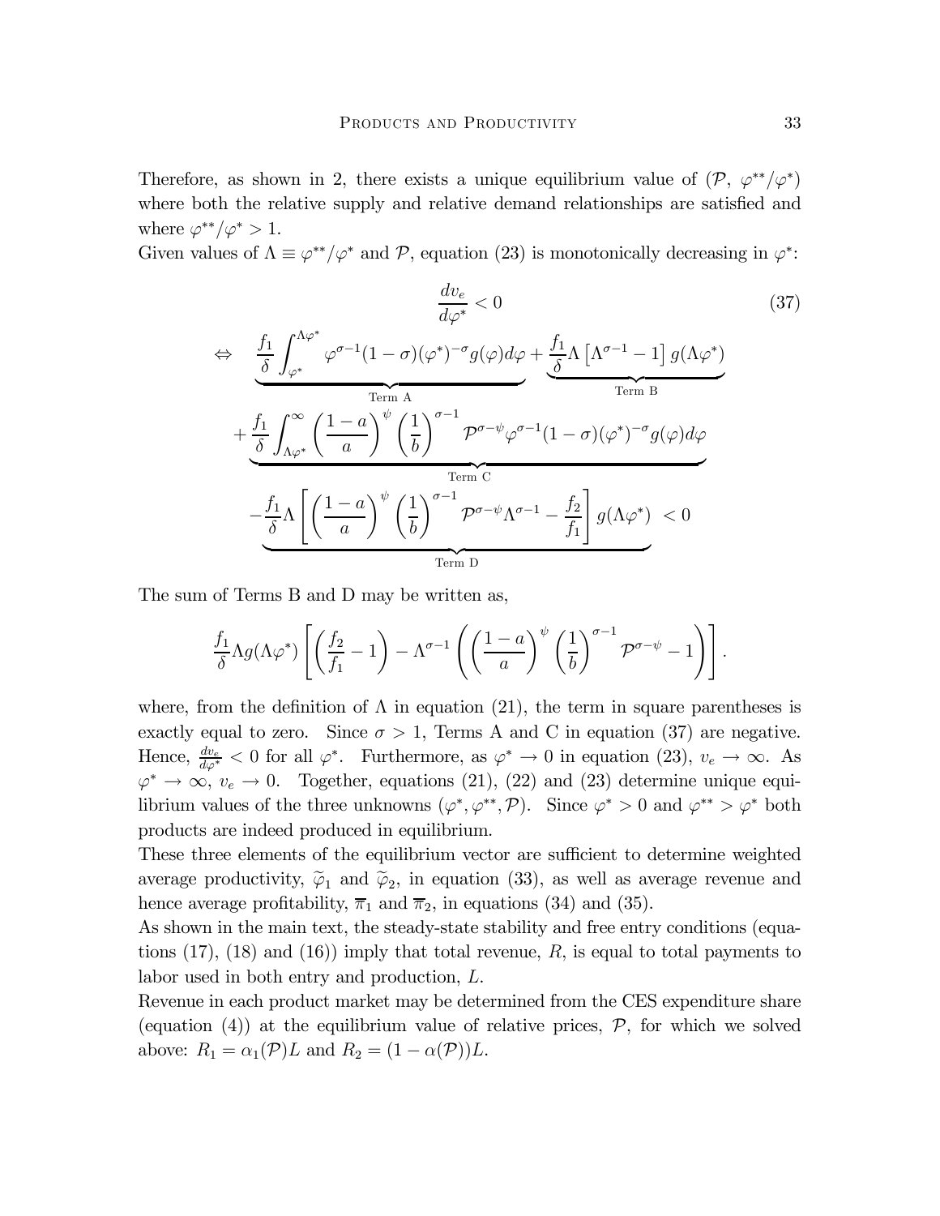Therefore, as shown in 2, there exists a unique equilibrium value of $(\mathcal{P},\ \varphi^{**}/\varphi^{*})$ where both the relative supply and relative demand relationships are satisfied and where $\varphi^{**}/\varphi^{*} > 1$.

Given values of $\Lambda \equiv \varphi^{**}/\varphi^{*}$ and $\mathcal{P}$, equation (23) is monotonically decreasing in $\varphi^{*}$:

$$\frac{dv_e}{d\varphi^*} < 0 \tag{37}$$

$$\Leftrightarrow \quad \underbrace{\frac{f_1}{\delta}\int_{\varphi^*}^{\Lambda\varphi^*} \varphi^{\sigma-1}(1-\sigma)(\varphi^*)^{-\sigma} g(\varphi)d\varphi}_{\text{Term A}} + \underbrace{\frac{f_1}{\delta}\Lambda\left[\Lambda^{\sigma-1}-1\right]g(\Lambda\varphi^*)}_{\text{Term B}}$$

$$+\underbrace{\frac{f_1}{\delta}\int_{\Lambda\varphi^*}^{\infty}\left(\frac{1-a}{a}\right)^{\psi}\left(\frac{1}{b}\right)^{\sigma-1}\mathcal{P}^{\sigma-\psi}\varphi^{\sigma-1}(1-\sigma)(\varphi^*)^{-\sigma}g(\varphi)d\varphi}_{\text{Term C}}$$

$$\underbrace{-\frac{f_1}{\delta}\Lambda\left[\left(\frac{1-a}{a}\right)^{\psi}\left(\frac{1}{b}\right)^{\sigma-1}\mathcal{P}^{\sigma-\psi}\Lambda^{\sigma-1}-\frac{f_2}{f_1}\right]g(\Lambda\varphi^*)}_{\text{Term D}} < 0$$

The sum of Terms B and D may be written as,

$$\frac{f_1}{\delta}\Lambda g(\Lambda\varphi^*)\left[\left(\frac{f_2}{f_1}-1\right)-\Lambda^{\sigma-1}\left(\left(\frac{1-a}{a}\right)^{\psi}\left(\frac{1}{b}\right)^{\sigma-1}\mathcal{P}^{\sigma-\psi}-1\right)\right].$$

where, from the definition of $\Lambda$ in equation (21), the term in square parentheses is exactly equal to zero. Since $\sigma > 1$, Terms A and C in equation (37) are negative. Hence, $\frac{dv_e}{d\varphi^*} < 0$ for all $\varphi^*$. Furthermore, as $\varphi^* \to 0$ in equation (23), $v_e \to \infty$. As $\varphi^* \to \infty$, $v_e \to 0$. Together, equations (21), (22) and (23) determine unique equilibrium values of the three unknowns $(\varphi^*, \varphi^{**}, \mathcal{P})$. Since $\varphi^* > 0$ and $\varphi^{**} > \varphi^*$ both products are indeed produced in equilibrium.

These three elements of the equilibrium vector are sufficient to determine weighted average productivity, $\widetilde{\varphi}_1$ and $\widetilde{\varphi}_2$, in equation (33), as well as average revenue and hence average profitability, $\overline{\pi}_1$ and $\overline{\pi}_2$, in equations (34) and (35).

As shown in the main text, the steady-state stability and free entry conditions (equations (17), (18) and (16)) imply that total revenue, $R$, is equal to total payments to labor used in both entry and production, $L$.

Revenue in each product market may be determined from the CES expenditure share (equation (4)) at the equilibrium value of relative prices, $\mathcal{P}$, for which we solved above: $R_1 = \alpha_1(\mathcal{P})L$ and $R_2 = (1-\alpha(\mathcal{P}))L$.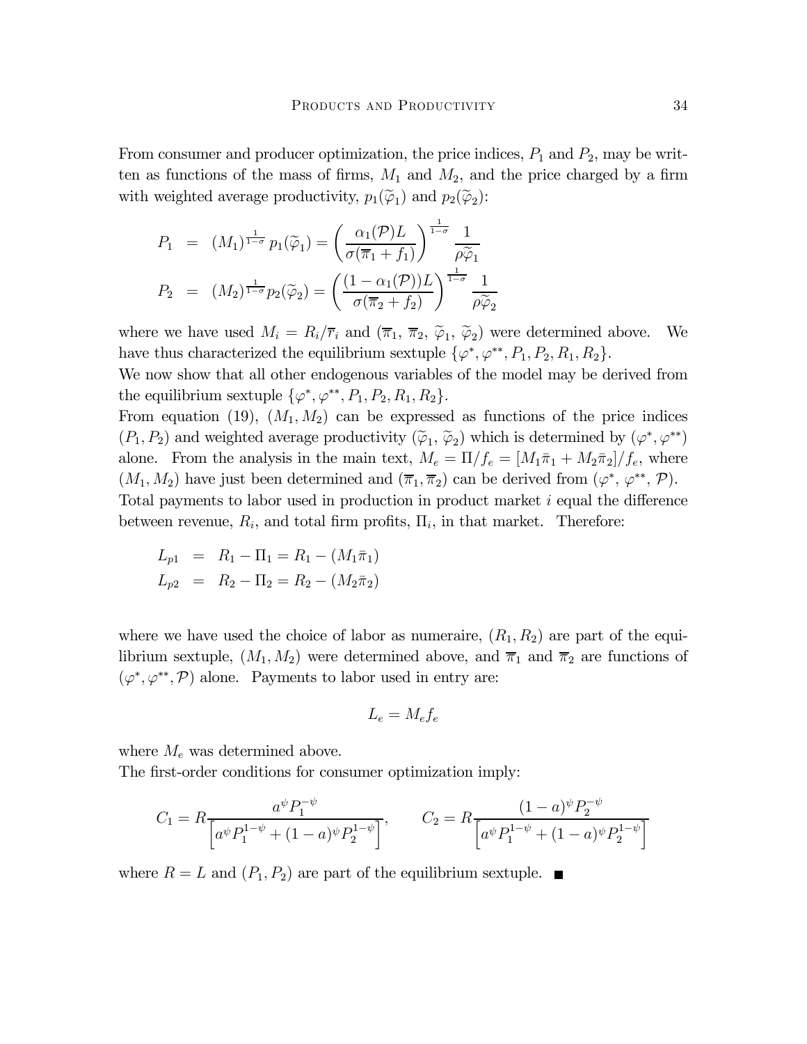From consumer and producer optimization, the price indices, $P_1$ and $P_2$, may be written as functions of the mass of firms, $M_1$ and $M_2$, and the price charged by a firm with weighted average productivity, $p_1(\widetilde{\varphi}_1)$ and $p_2(\widetilde{\varphi}_2)$:

$$
\begin{aligned}
P_1 &= (M_1)^{\frac{1}{1-\sigma}} p_1(\widetilde{\varphi}_1) = \left( \frac{\alpha_1(\mathcal{P})L}{\sigma(\overline{\pi}_1 + f_1)} \right)^{\frac{1}{1-\sigma}} \frac{1}{\rho \widetilde{\varphi}_1} \\
P_2 &= (M_2)^{\frac{1}{1-\sigma}} p_2(\widetilde{\varphi}_2) = \left( \frac{(1-\alpha_1(\mathcal{P}))L}{\sigma(\overline{\pi}_2 + f_2)} \right)^{\frac{1}{1-\sigma}} \frac{1}{\rho \widetilde{\varphi}_2}
\end{aligned}
$$

where we have used $M_i = R_i/\overline{r}_i$ and $(\overline{\pi}_1, \overline{\pi}_2, \widetilde{\varphi}_1, \widetilde{\varphi}_2)$ were determined above. We have thus characterized the equilibrium sextuple $\{\varphi^*, \varphi^{**}, P_1, P_2, R_1, R_2\}$.

We now show that all other endogenous variables of the model may be derived from the equilibrium sextuple $\{\varphi^*, \varphi^{**}, P_1, P_2, R_1, R_2\}$.

From equation (19), $(M_1, M_2)$ can be expressed as functions of the price indices $(P_1, P_2)$ and weighted average productivity $(\widetilde{\varphi}_1, \widetilde{\varphi}_2)$ which is determined by $(\varphi^*, \varphi^{**})$ alone. From the analysis in the main text, $M_e = \Pi/f_e = [M_1\bar{\pi}_1 + M_2\bar{\pi}_2]/f_e$, where $(M_1, M_2)$ have just been determined and $(\overline{\pi}_1, \overline{\pi}_2)$ can be derived from $(\varphi^*, \varphi^{**}, \mathcal{P})$.

Total payments to labor used in production in product market $i$ equal the difference between revenue, $R_i$, and total firm profits, $\Pi_i$, in that market. Therefore:

$$
\begin{aligned}
L_{p1} &= R_1 - \Pi_1 = R_1 - (M_1\bar{\pi}_1) \\
L_{p2} &= R_2 - \Pi_2 = R_2 - (M_2\bar{\pi}_2)
\end{aligned}
$$

where we have used the choice of labor as numeraire, $(R_1, R_2)$ are part of the equilibrium sextuple, $(M_1, M_2)$ were determined above, and $\overline{\pi}_1$ and $\overline{\pi}_2$ are functions of $(\varphi^*, \varphi^{**}, \mathcal{P})$ alone. Payments to labor used in entry are:

$$
L_e = M_e f_e
$$

where $M_e$ was determined above.

The first-order conditions for consumer optimization imply:

$$
C_1 = R \frac{a^{\psi} P_1^{-\psi}}{\left[ a^{\psi} P_1^{1-\psi} + (1-a)^{\psi} P_2^{1-\psi} \right]}, \qquad C_2 = R \frac{(1-a)^{\psi} P_2^{-\psi}}{\left[ a^{\psi} P_1^{1-\psi} + (1-a)^{\psi} P_2^{1-\psi} \right]}
$$

where $R = L$ and $(P_1, P_2)$ are part of the equilibrium sextuple. ∎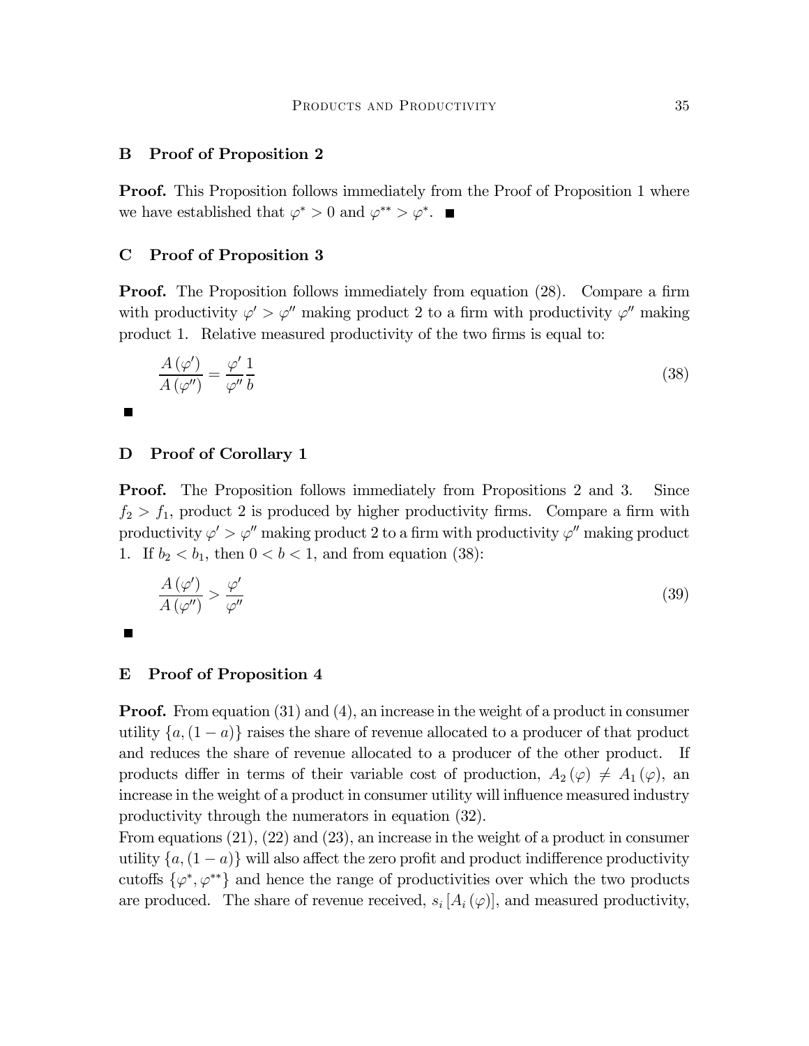## B Proof of Proposition 2

**Proof.** This Proposition follows immediately from the Proof of Proposition 1 where we have established that $\varphi^* > 0$ and $\varphi^{**} > \varphi^*$. ■

## C Proof of Proposition 3

**Proof.** The Proposition follows immediately from equation (28). Compare a firm with productivity $\varphi' > \varphi''$ making product 2 to a firm with productivity $\varphi''$ making product 1. Relative measured productivity of the two firms is equal to:

$$\frac{A(\varphi')}{A(\varphi'')} = \frac{\varphi'}{\varphi''}\frac{1}{b} \tag{38}$$

■

## D Proof of Corollary 1

**Proof.** The Proposition follows immediately from Propositions 2 and 3. Since $f_2 > f_1$, product 2 is produced by higher productivity firms. Compare a firm with productivity $\varphi' > \varphi''$ making product 2 to a firm with productivity $\varphi''$ making product 1. If $b_2 < b_1$, then $0 < b < 1$, and from equation (38):

$$\frac{A(\varphi')}{A(\varphi'')} > \frac{\varphi'}{\varphi''} \tag{39}$$

■

## E Proof of Proposition 4

**Proof.** From equation (31) and (4), an increase in the weight of a product in consumer utility $\{a, (1-a)\}$ raises the share of revenue allocated to a producer of that product and reduces the share of revenue allocated to a producer of the other product. If products differ in terms of their variable cost of production, $A_2(\varphi) \neq A_1(\varphi)$, an increase in the weight of a product in consumer utility will influence measured industry productivity through the numerators in equation (32).

From equations (21), (22) and (23), an increase in the weight of a product in consumer utility $\{a, (1-a)\}$ will also affect the zero profit and product indifference productivity cutoffs $\{\varphi^*, \varphi^{**}\}$ and hence the range of productivities over which the two products are produced. The share of revenue received, $s_i[A_i(\varphi)]$, and measured productivity,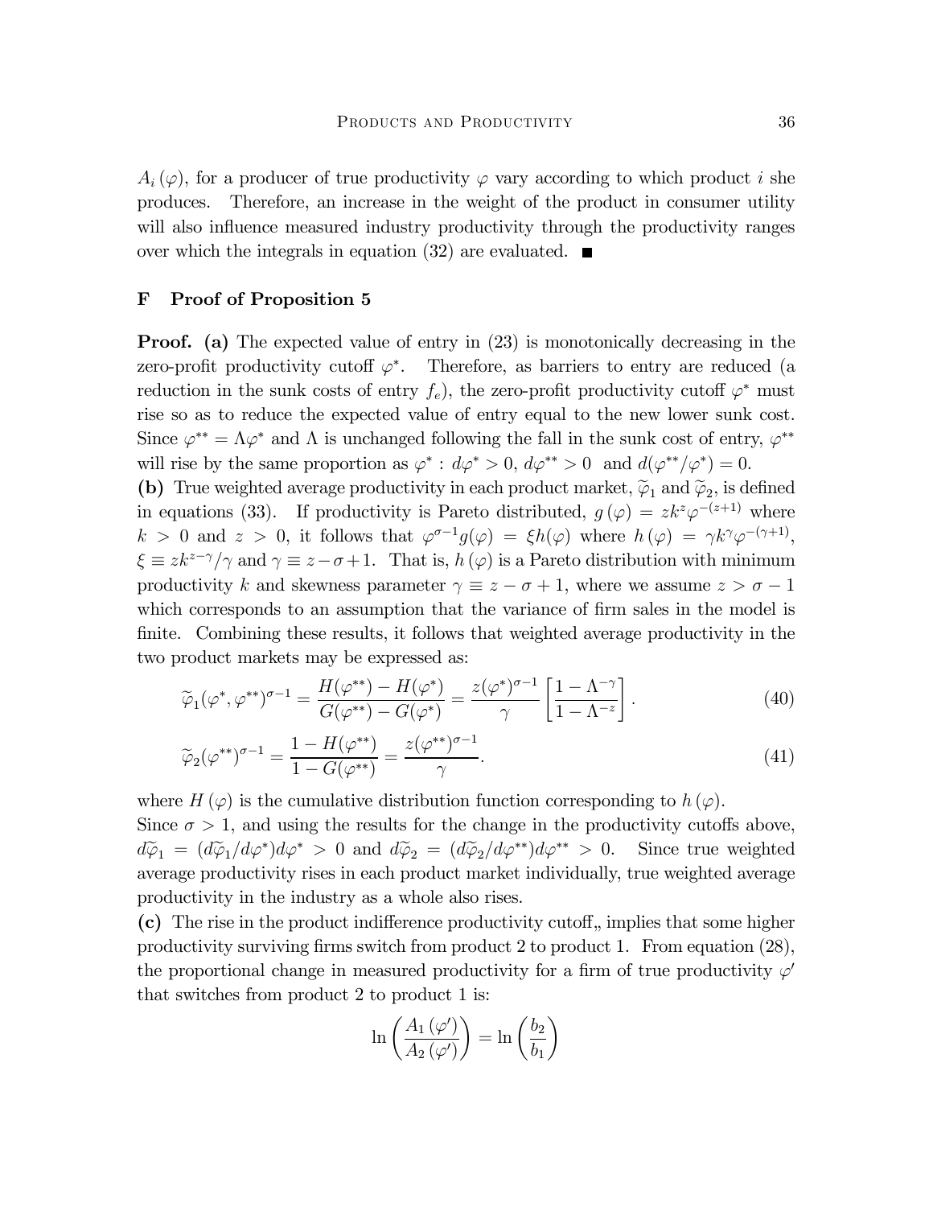$A_i(\varphi)$, for a producer of true productivity $\varphi$ vary according to which product $i$ she produces. Therefore, an increase in the weight of the product in consumer utility will also influence measured industry productivity through the productivity ranges over which the integrals in equation (32) are evaluated. ■

## F Proof of Proposition 5

**Proof. (a)** The expected value of entry in (23) is monotonically decreasing in the zero-profit productivity cutoff $\varphi^*$. Therefore, as barriers to entry are reduced (a reduction in the sunk costs of entry $f_e$), the zero-profit productivity cutoff $\varphi^*$ must rise so as to reduce the expected value of entry equal to the new lower sunk cost. Since $\varphi^{**} = \Lambda\varphi^*$ and $\Lambda$ is unchanged following the fall in the sunk cost of entry, $\varphi^{**}$ will rise by the same proportion as $\varphi^* : d\varphi^* > 0,\ d\varphi^{**} > 0$ and $d(\varphi^{**}/\varphi^*) = 0$.

**(b)** True weighted average productivity in each product market, $\widetilde{\varphi}_1$ and $\widetilde{\varphi}_2$, is defined in equations (33). If productivity is Pareto distributed, $g(\varphi) = zk^z\varphi^{-(z+1)}$ where $k > 0$ and $z > 0$, it follows that $\varphi^{\sigma-1}g(\varphi) = \xi h(\varphi)$ where $h(\varphi) = \gamma k^\gamma \varphi^{-(\gamma+1)}$, $\xi \equiv zk^{z-\gamma}/\gamma$ and $\gamma \equiv z - \sigma + 1$. That is, $h(\varphi)$ is a Pareto distribution with minimum productivity $k$ and skewness parameter $\gamma \equiv z - \sigma + 1$, where we assume $z > \sigma - 1$ which corresponds to an assumption that the variance of firm sales in the model is finite. Combining these results, it follows that weighted average productivity in the two product markets may be expressed as:

$$\widetilde{\varphi}_1(\varphi^*, \varphi^{**})^{\sigma-1} = \frac{H(\varphi^{**}) - H(\varphi^*)}{G(\varphi^{**}) - G(\varphi^*)} = \frac{z(\varphi^*)^{\sigma-1}}{\gamma}\left[\frac{1-\Lambda^{-\gamma}}{1-\Lambda^{-z}}\right]. \tag{40}$$

$$\widetilde{\varphi}_2(\varphi^{**})^{\sigma-1} = \frac{1 - H(\varphi^{**})}{1 - G(\varphi^{**})} = \frac{z(\varphi^{**})^{\sigma-1}}{\gamma}. \tag{41}$$

where $H(\varphi)$ is the cumulative distribution function corresponding to $h(\varphi)$.

Since $\sigma > 1$, and using the results for the change in the productivity cutoffs above, $d\widetilde{\varphi}_1 = (d\widetilde{\varphi}_1/d\varphi^*)d\varphi^* > 0$ and $d\widetilde{\varphi}_2 = (d\widetilde{\varphi}_2/d\varphi^{**})d\varphi^{**} > 0$. Since true weighted average productivity rises in each product market individually, true weighted average productivity in the industry as a whole also rises.

**(c)** The rise in the product indifference productivity cutoff,, implies that some higher productivity surviving firms switch from product 2 to product 1. From equation (28), the proportional change in measured productivity for a firm of true productivity $\varphi'$ that switches from product 2 to product 1 is:

$$\ln\left(\frac{A_1(\varphi')}{A_2(\varphi')}\right) = \ln\left(\frac{b_2}{b_1}\right)$$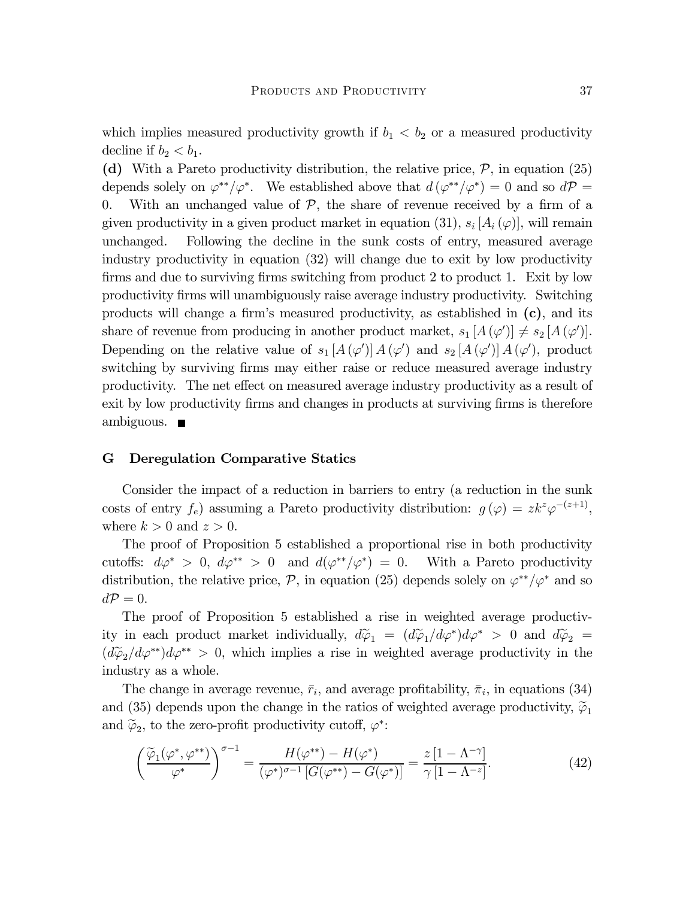which implies measured productivity growth if $b_1 < b_2$ or a measured productivity decline if $b_2 < b_1$.

**(d)** With a Pareto productivity distribution, the relative price, $\mathcal{P}$, in equation (25) depends solely on $\varphi^{**}/\varphi^{*}$. We established above that $d(\varphi^{**}/\varphi^{*}) = 0$ and so $d\mathcal{P} = 0$. With an unchanged value of $\mathcal{P}$, the share of revenue received by a firm of a given productivity in a given product market in equation (31), $s_i[A_i(\varphi)]$, will remain unchanged. Following the decline in the sunk costs of entry, measured average industry productivity in equation (32) will change due to exit by low productivity firms and due to surviving firms switching from product 2 to product 1. Exit by low productivity firms will unambiguously raise average industry productivity. Switching products will change a firm's measured productivity, as established in **(c)**, and its share of revenue from producing in another product market, $s_1[A(\varphi')] \neq s_2[A(\varphi')]$. Depending on the relative value of $s_1[A(\varphi')]A(\varphi')$ and $s_2[A(\varphi')]A(\varphi')$, product switching by surviving firms may either raise or reduce measured average industry productivity. The net effect on measured average industry productivity as a result of exit by low productivity firms and changes in products at surviving firms is therefore ambiguous. ■

## G Deregulation Comparative Statics

Consider the impact of a reduction in barriers to entry (a reduction in the sunk costs of entry $f_e$) assuming a Pareto productivity distribution: $g(\varphi) = zk^z\varphi^{-(z+1)}$, where $k > 0$ and $z > 0$.

The proof of Proposition 5 established a proportional rise in both productivity cutoffs: $d\varphi^* > 0$, $d\varphi^{**} > 0$ and $d(\varphi^{**}/\varphi^*) = 0$. With a Pareto productivity distribution, the relative price, $\mathcal{P}$, in equation (25) depends solely on $\varphi^{**}/\varphi^*$ and so $d\mathcal{P} = 0$.

The proof of Proposition 5 established a rise in weighted average productivity in each product market individually, $d\widetilde{\varphi}_1 = (d\widetilde{\varphi}_1/d\varphi^*)d\varphi^* > 0$ and $d\widetilde{\varphi}_2 = (d\widetilde{\varphi}_2/d\varphi^{**})d\varphi^{**} > 0$, which implies a rise in weighted average productivity in the industry as a whole.

The change in average revenue, $\bar{r}_i$, and average profitability, $\bar{\pi}_i$, in equations (34) and (35) depends upon the change in the ratios of weighted average productivity, $\widetilde{\varphi}_1$ and $\widetilde{\varphi}_2$, to the zero-profit productivity cutoff, $\varphi^*$:

$$\left(\frac{\widetilde{\varphi}_1(\varphi^*, \varphi^{**})}{\varphi^*}\right)^{\sigma-1} = \frac{H(\varphi^{**}) - H(\varphi^*)}{(\varphi^*)^{\sigma-1}[G(\varphi^{**}) - G(\varphi^*)]} = \frac{z[1 - \Lambda^{-\gamma}]}{\gamma[1 - \Lambda^{-z}]}. \tag{42}$$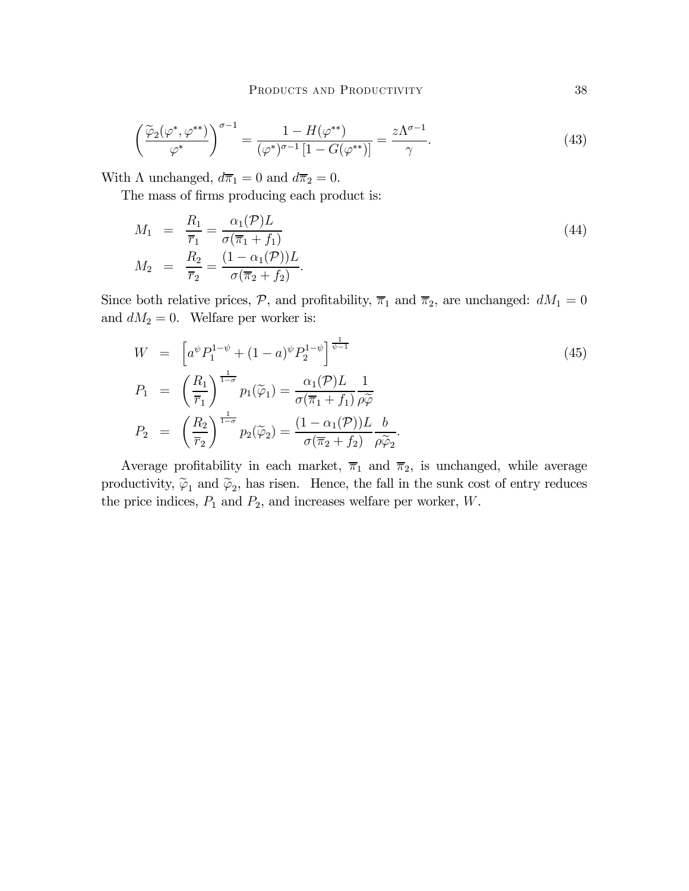$$
\left(\frac{\widetilde{\varphi}_2(\varphi^*, \varphi^{**})}{\varphi^*}\right)^{\sigma-1} = \frac{1 - H(\varphi^{**})}{(\varphi^*)^{\sigma-1}\left[1 - G(\varphi^{**})\right]} = \frac{z\Lambda^{\sigma-1}}{\gamma}. \tag{43}
$$

With $\Lambda$ unchanged, $d\overline{\pi}_1 = 0$ and $d\overline{\pi}_2 = 0$.

The mass of firms producing each product is:

$$
\begin{aligned}
M_1 &= \frac{R_1}{\overline{r}_1} = \frac{\alpha_1(\mathcal{P})L}{\sigma(\overline{\pi}_1 + f_1)} \\
M_2 &= \frac{R_2}{\overline{r}_2} = \frac{(1 - \alpha_1(\mathcal{P}))L}{\sigma(\overline{\pi}_2 + f_2)}.
\end{aligned} \tag{44}
$$

Since both relative prices, $\mathcal{P}$, and profitability, $\overline{\pi}_1$ and $\overline{\pi}_2$, are unchanged: $dM_1 = 0$ and $dM_2 = 0$. Welfare per worker is:

$$
\begin{aligned}
W &= \left[a^{\psi} P_1^{1-\psi} + (1-a)^{\psi} P_2^{1-\psi}\right]^{\frac{1}{\psi-1}} \\
P_1 &= \left(\frac{R_1}{\overline{r}_1}\right)^{\frac{1}{1-\sigma}} p_1(\widetilde{\varphi}_1) = \frac{\alpha_1(\mathcal{P})L}{\sigma(\overline{\pi}_1 + f_1)} \frac{1}{\rho\widetilde{\varphi}} \\
P_2 &= \left(\frac{R_2}{\overline{r}_2}\right)^{\frac{1}{1-\sigma}} p_2(\widetilde{\varphi}_2) = \frac{(1 - \alpha_1(\mathcal{P}))L}{\sigma(\overline{\pi}_2 + f_2)} \frac{b}{\rho\widetilde{\varphi}_2}.
\end{aligned} \tag{45}
$$

Average profitability in each market, $\overline{\pi}_1$ and $\overline{\pi}_2$, is unchanged, while average productivity, $\widetilde{\varphi}_1$ and $\widetilde{\varphi}_2$, has risen. Hence, the fall in the sunk cost of entry reduces the price indices, $P_1$ and $P_2$, and increases welfare per worker, $W$.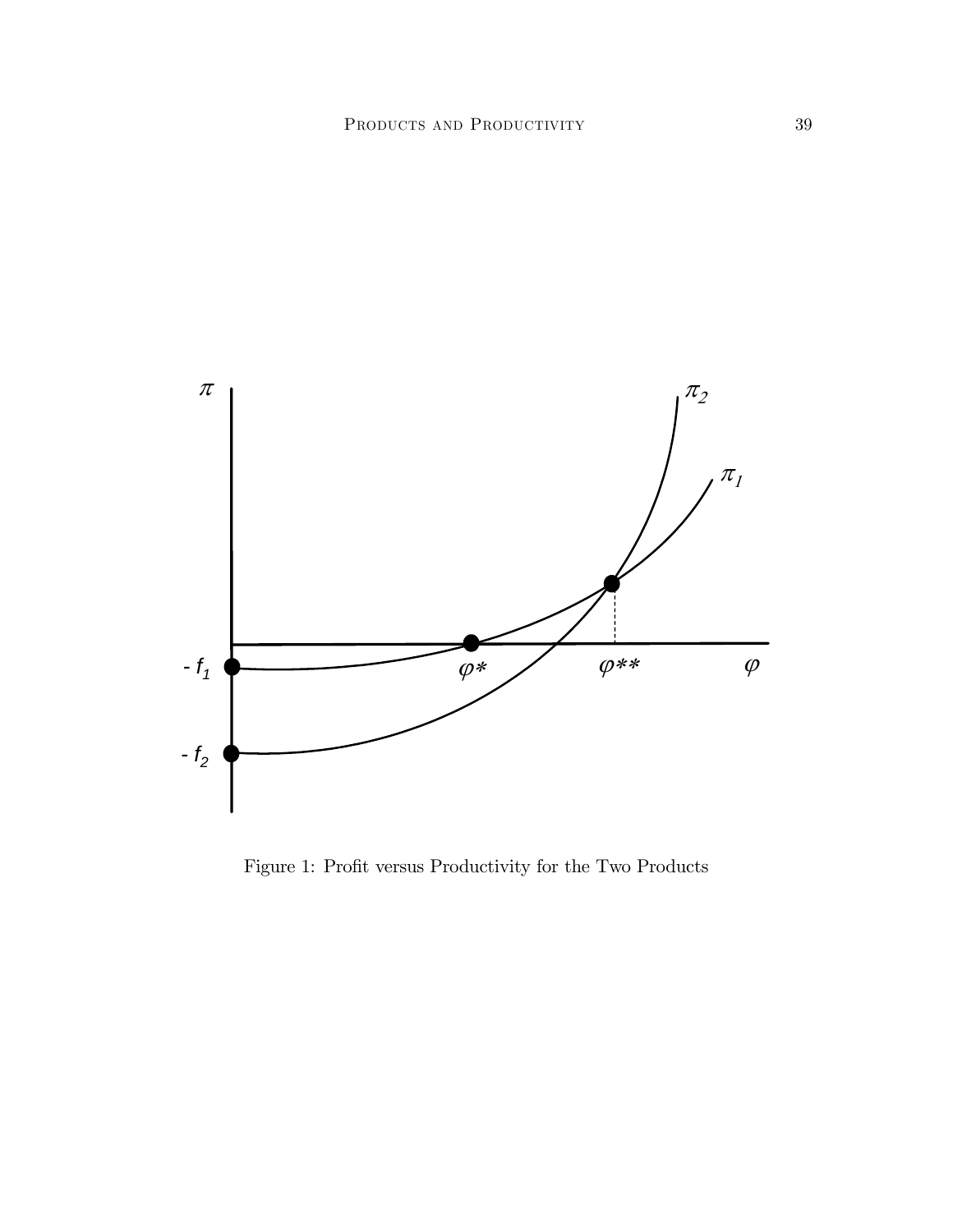Figure 1: Profit versus Productivity for the Two Products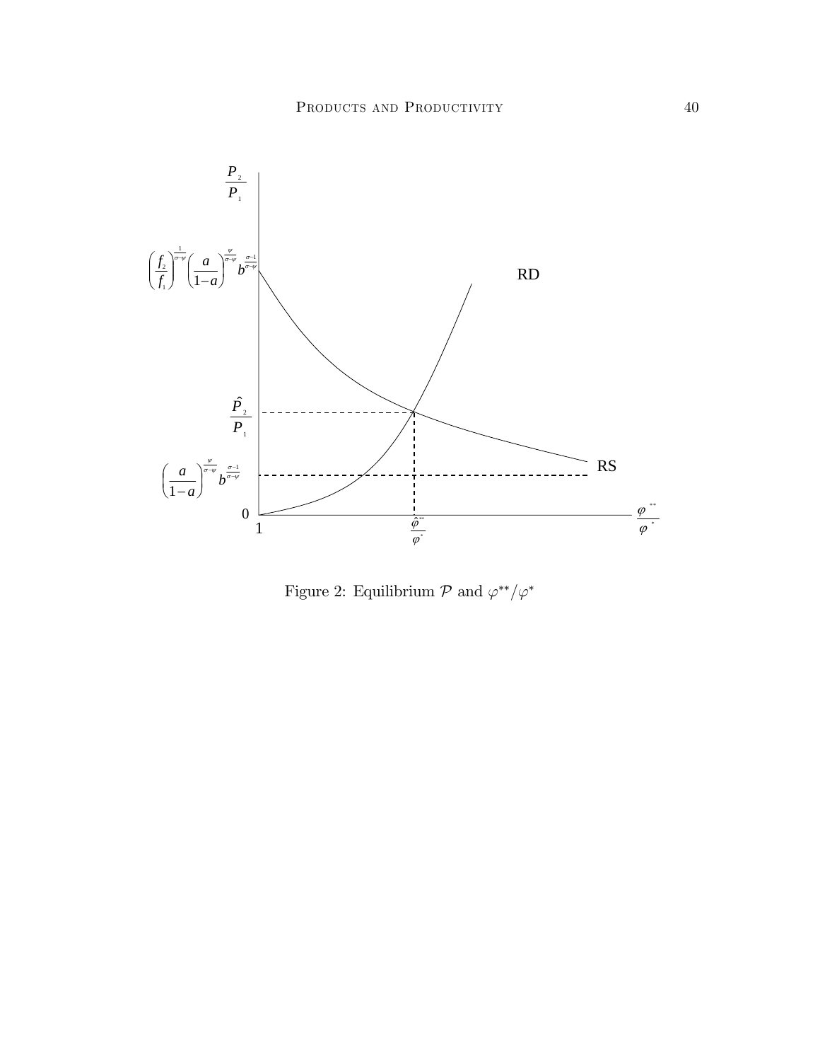Figure 2: Equilibrium $\mathcal{P}$ and $\varphi^{**}/\varphi^{*}$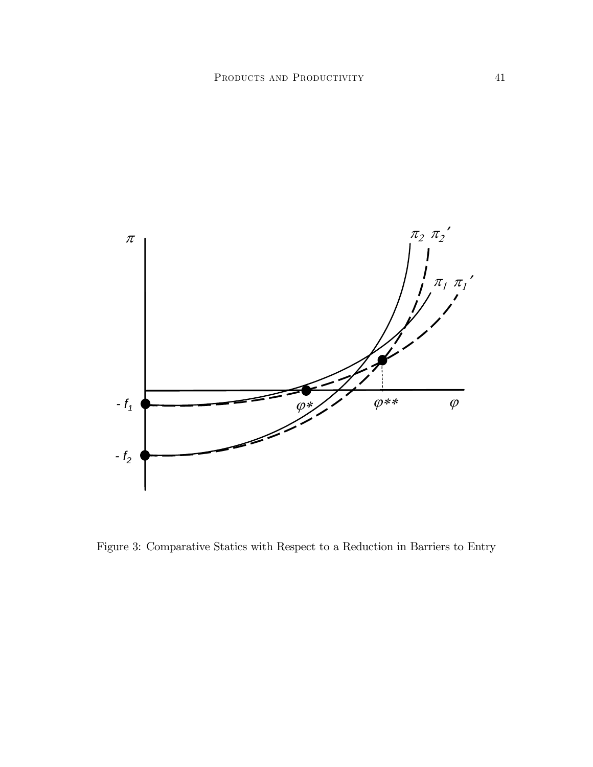Figure 3: Comparative Statics with Respect to a Reduction in Barriers to Entry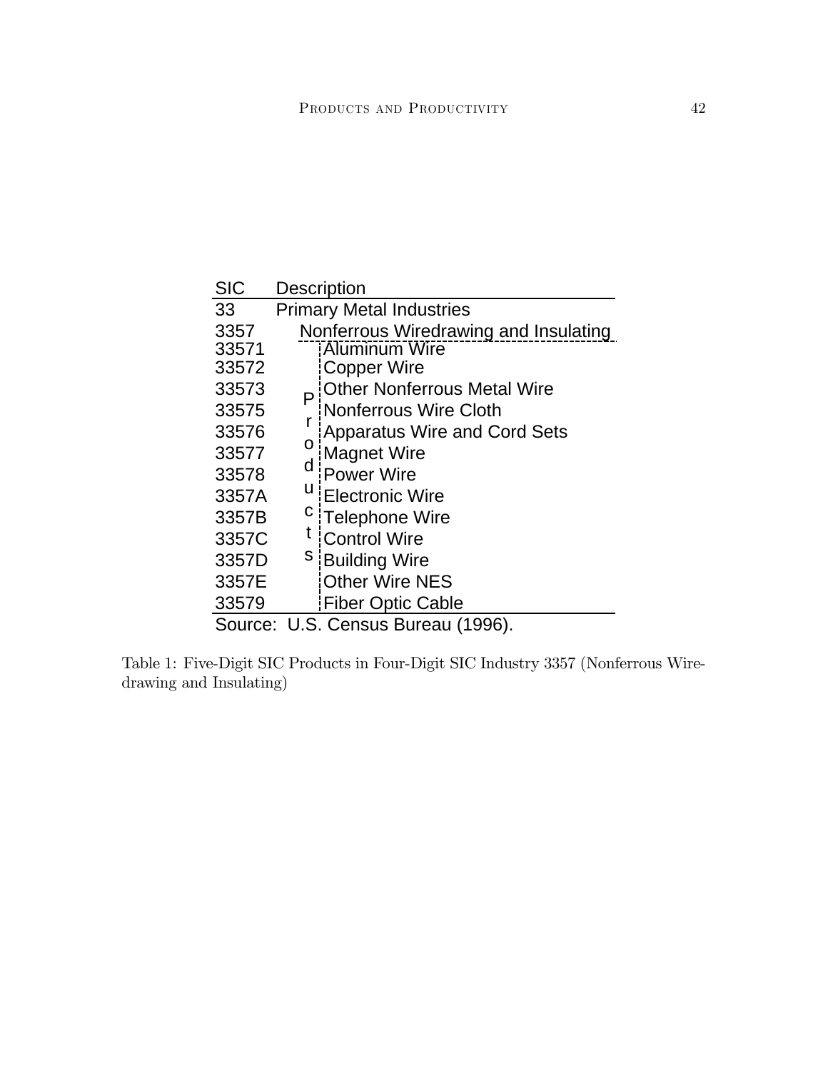| SIC | Description |
|---|---|
| 33 | Primary Metal Industries |
| 3357 | Nonferrous Wiredrawing and Insulating |
| 33571 | Aluminum Wire |
| 33572 | Copper Wire |
| 33573 | Other Nonferrous Metal Wire |
| 33575 | Nonferrous Wire Cloth |
| 33576 | Apparatus Wire and Cord Sets |
| 33577 | Magnet Wire |
| 33578 | Power Wire |
| 3357A | Electronic Wire |
| 3357B | Telephone Wire |
| 3357C | Control Wire |
| 3357D | Building Wire |
| 3357E | Other Wire NES |
| 33579 | Fiber Optic Cable |

Note: Rows 33571 through 33579 are grouped under the label "Products".

Source: U.S. Census Bureau (1996).

Table 1: Five-Digit SIC Products in Four-Digit SIC Industry 3357 (Nonferrous Wiredrawing and Insulating)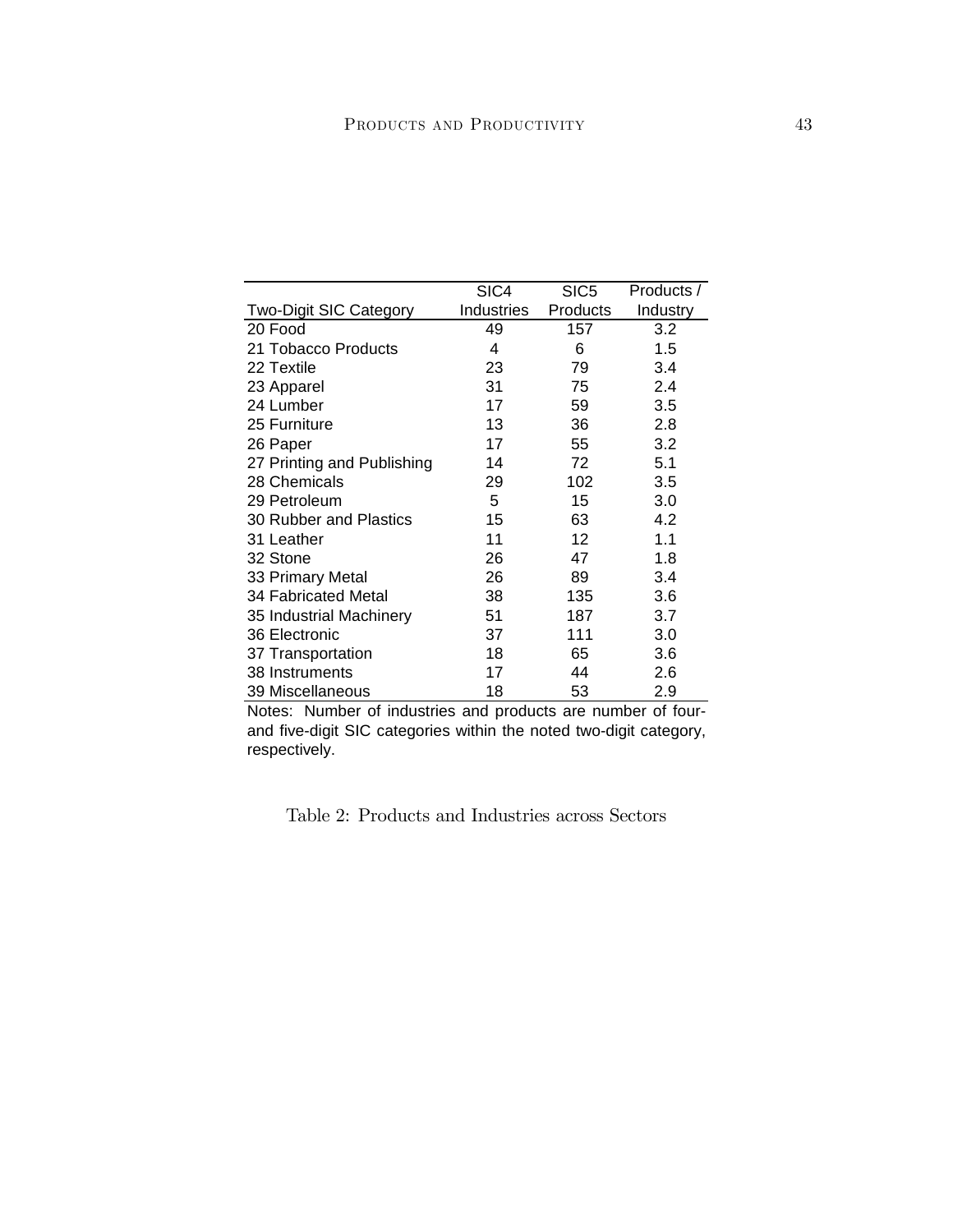| Two-Digit SIC Category | SIC4 Industries | SIC5 Products | Products / Industry |
|---|---|---|---|
| 20 Food | 49 | 157 | 3.2 |
| 21 Tobacco Products | 4 | 6 | 1.5 |
| 22 Textile | 23 | 79 | 3.4 |
| 23 Apparel | 31 | 75 | 2.4 |
| 24 Lumber | 17 | 59 | 3.5 |
| 25 Furniture | 13 | 36 | 2.8 |
| 26 Paper | 17 | 55 | 3.2 |
| 27 Printing and Publishing | 14 | 72 | 5.1 |
| 28 Chemicals | 29 | 102 | 3.5 |
| 29 Petroleum | 5 | 15 | 3.0 |
| 30 Rubber and Plastics | 15 | 63 | 4.2 |
| 31 Leather | 11 | 12 | 1.1 |
| 32 Stone | 26 | 47 | 1.8 |
| 33 Primary Metal | 26 | 89 | 3.4 |
| 34 Fabricated Metal | 38 | 135 | 3.6 |
| 35 Industrial Machinery | 51 | 187 | 3.7 |
| 36 Electronic | 37 | 111 | 3.0 |
| 37 Transportation | 18 | 65 | 3.6 |
| 38 Instruments | 17 | 44 | 2.6 |
| 39 Miscellaneous | 18 | 53 | 2.9 |

Notes: Number of industries and products are number of four- and five-digit SIC categories within the noted two-digit category, respectively.

Table 2: Products and Industries across Sectors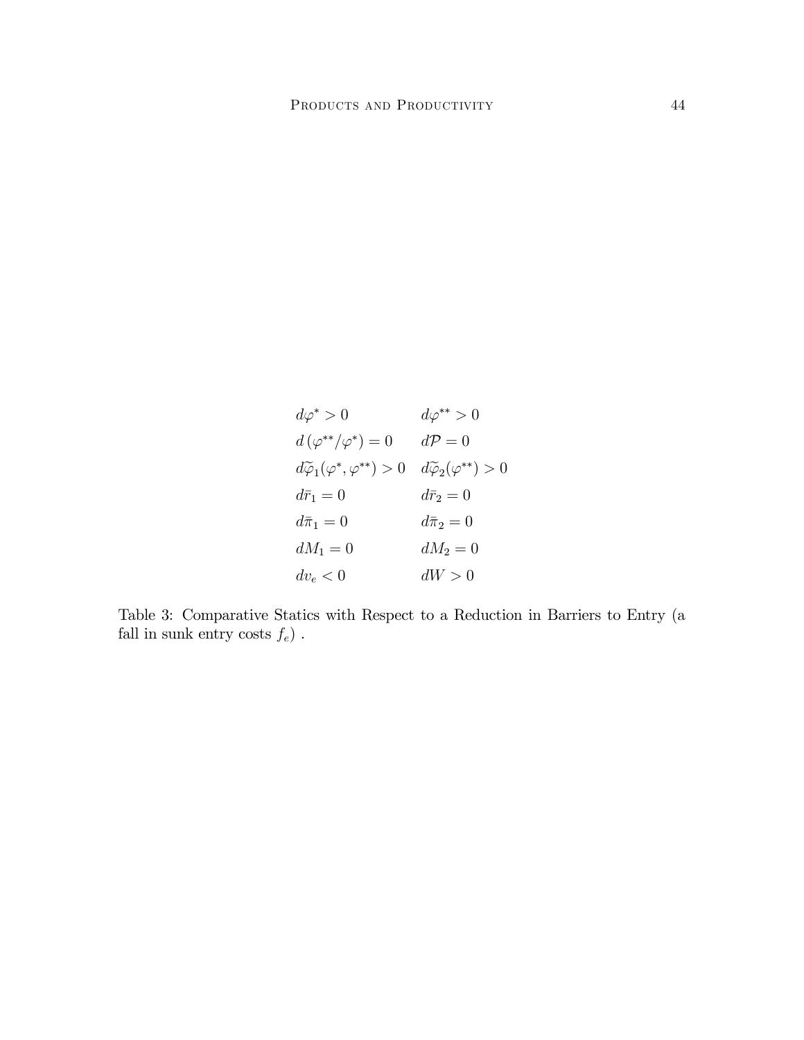| | |
|---|---|
| $d\varphi^* > 0$ | $d\varphi^{**} > 0$ |
| $d\left(\varphi^{**}/\varphi^*\right) = 0$ | $d\mathcal{P} = 0$ |
| $d\widetilde{\varphi}_1(\varphi^*, \varphi^{**}) > 0$ | $d\widetilde{\varphi}_2(\varphi^{**}) > 0$ |
| $d\bar{r}_1 = 0$ | $d\bar{r}_2 = 0$ |
| $d\bar{\pi}_1 = 0$ | $d\bar{\pi}_2 = 0$ |
| $dM_1 = 0$ | $dM_2 = 0$ |
| $dv_e < 0$ | $dW > 0$ |

Table 3: Comparative Statics with Respect to a Reduction in Barriers to Entry (a fall in sunk entry costs $f_e$) .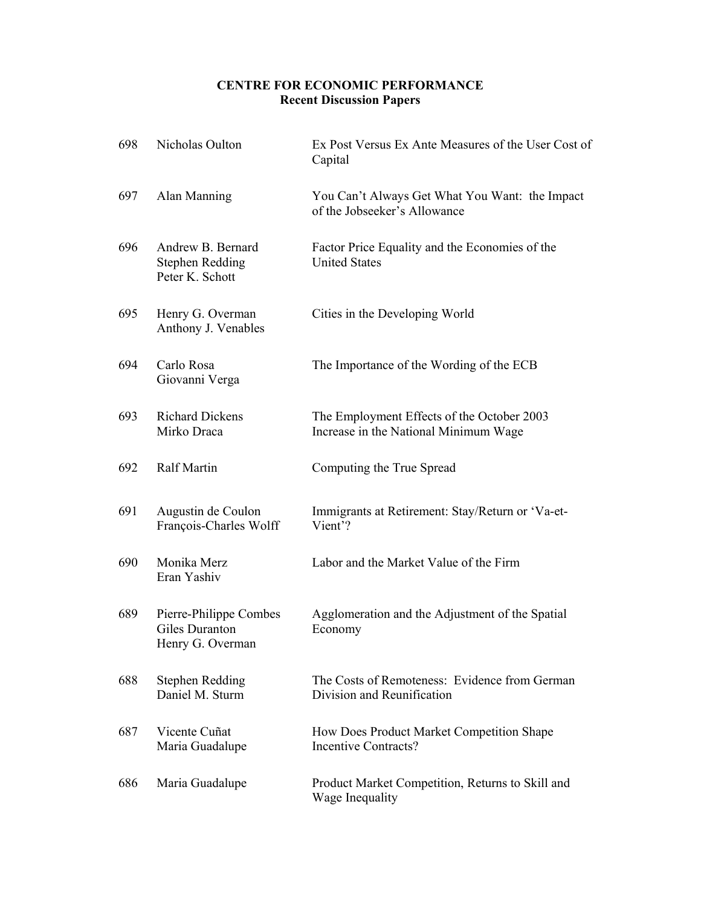**CENTRE FOR ECONOMIC PERFORMANCE**
**Recent Discussion Papers**

| | | |
|---|---|---|
| 698 | Nicholas Oulton | Ex Post Versus Ex Ante Measures of the User Cost of Capital |
| 697 | Alan Manning | You Can't Always Get What You Want: the Impact of the Jobseeker's Allowance |
| 696 | Andrew B. Bernard<br>Stephen Redding<br>Peter K. Schott | Factor Price Equality and the Economies of the United States |
| 695 | Henry G. Overman<br>Anthony J. Venables | Cities in the Developing World |
| 694 | Carlo Rosa<br>Giovanni Verga | The Importance of the Wording of the ECB |
| 693 | Richard Dickens<br>Mirko Draca | The Employment Effects of the October 2003 Increase in the National Minimum Wage |
| 692 | Ralf Martin | Computing the True Spread |
| 691 | Augustin de Coulon<br>François-Charles Wolff | Immigrants at Retirement: Stay/Return or 'Va-et-Vient'? |
| 690 | Monika Merz<br>Eran Yashiv | Labor and the Market Value of the Firm |
| 689 | Pierre-Philippe Combes<br>Giles Duranton<br>Henry G. Overman | Agglomeration and the Adjustment of the Spatial Economy |
| 688 | Stephen Redding<br>Daniel M. Sturm | The Costs of Remoteness: Evidence from German Division and Reunification |
| 687 | Vicente Cuñat<br>Maria Guadalupe | How Does Product Market Competition Shape Incentive Contracts? |
| 686 | Maria Guadalupe | Product Market Competition, Returns to Skill and Wage Inequality |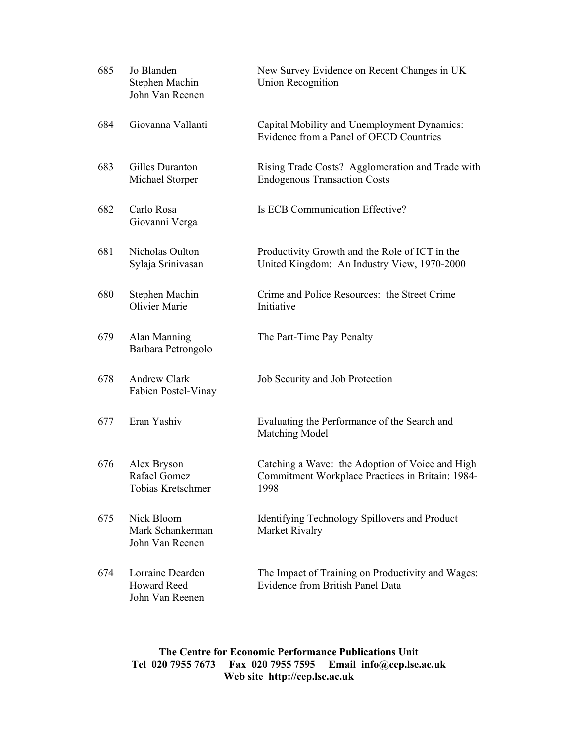| | | |
|---|---|---|
| 685 | Jo Blanden<br>Stephen Machin<br>John Van Reenen | New Survey Evidence on Recent Changes in UK Union Recognition |
| 684 | Giovanna Vallanti | Capital Mobility and Unemployment Dynamics: Evidence from a Panel of OECD Countries |
| 683 | Gilles Duranton<br>Michael Storper | Rising Trade Costs? Agglomeration and Trade with Endogenous Transaction Costs |
| 682 | Carlo Rosa<br>Giovanni Verga | Is ECB Communication Effective? |
| 681 | Nicholas Oulton<br>Sylaja Srinivasan | Productivity Growth and the Role of ICT in the United Kingdom: An Industry View, 1970-2000 |
| 680 | Stephen Machin<br>Olivier Marie | Crime and Police Resources: the Street Crime Initiative |
| 679 | Alan Manning<br>Barbara Petrongolo | The Part-Time Pay Penalty |
| 678 | Andrew Clark<br>Fabien Postel-Vinay | Job Security and Job Protection |
| 677 | Eran Yashiv | Evaluating the Performance of the Search and Matching Model |
| 676 | Alex Bryson<br>Rafael Gomez<br>Tobias Kretschmer | Catching a Wave: the Adoption of Voice and High Commitment Workplace Practices in Britain: 1984-1998 |
| 675 | Nick Bloom<br>Mark Schankerman<br>John Van Reenen | Identifying Technology Spillovers and Product Market Rivalry |
| 674 | Lorraine Dearden<br>Howard Reed<br>John Van Reenen | The Impact of Training on Productivity and Wages: Evidence from British Panel Data |

**The Centre for Economic Performance Publications Unit**
**Tel 020 7955 7673 Fax 020 7955 7595 Email info@cep.lse.ac.uk**
**Web site http://cep.lse.ac.uk**